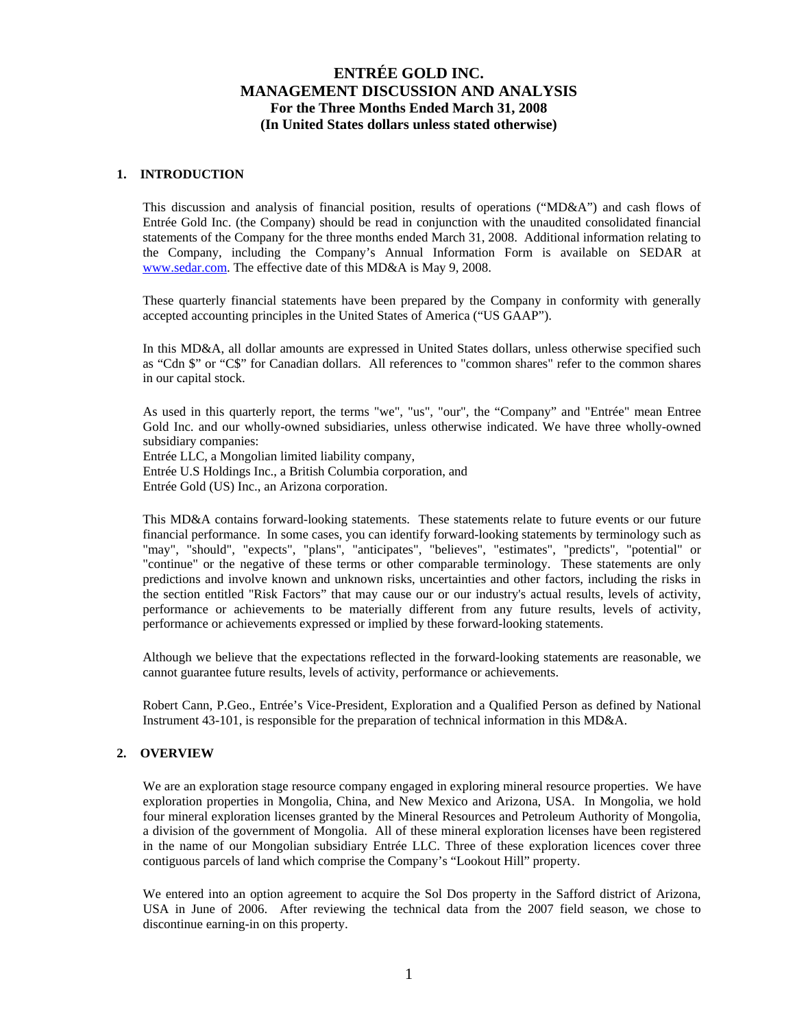# ENTRÉE GOLD INC.
# MANAGEMENT DISCUSSION AND ANALYSIS
## For the Three Months Ended March 31, 2008
## (In United States dollars unless stated otherwise)

## 1. INTRODUCTION

This discussion and analysis of financial position, results of operations ("MD&A") and cash flows of Entrée Gold Inc. (the Company) should be read in conjunction with the unaudited consolidated financial statements of the Company for the three months ended March 31, 2008. Additional information relating to the Company, including the Company's Annual Information Form is available on SEDAR at www.sedar.com. The effective date of this MD&A is May 9, 2008.

These quarterly financial statements have been prepared by the Company in conformity with generally accepted accounting principles in the United States of America ("US GAAP").

In this MD&A, all dollar amounts are expressed in United States dollars, unless otherwise specified such as "Cdn $" or "C$" for Canadian dollars. All references to "common shares" refer to the common shares in our capital stock.

As used in this quarterly report, the terms "we", "us", "our", the "Company" and "Entrée" mean Entree Gold Inc. and our wholly-owned subsidiaries, unless otherwise indicated. We have three wholly-owned subsidiary companies:
Entrée LLC, a Mongolian limited liability company,
Entrée U.S Holdings Inc., a British Columbia corporation, and
Entrée Gold (US) Inc., an Arizona corporation.

This MD&A contains forward-looking statements. These statements relate to future events or our future financial performance. In some cases, you can identify forward-looking statements by terminology such as "may", "should", "expects", "plans", "anticipates", "believes", "estimates", "predicts", "potential" or "continue" or the negative of these terms or other comparable terminology. These statements are only predictions and involve known and unknown risks, uncertainties and other factors, including the risks in the section entitled "Risk Factors" that may cause our or our industry's actual results, levels of activity, performance or achievements to be materially different from any future results, levels of activity, performance or achievements expressed or implied by these forward-looking statements.

Although we believe that the expectations reflected in the forward-looking statements are reasonable, we cannot guarantee future results, levels of activity, performance or achievements.

Robert Cann, P.Geo., Entrée's Vice-President, Exploration and a Qualified Person as defined by National Instrument 43-101, is responsible for the preparation of technical information in this MD&A.

## 2. OVERVIEW

We are an exploration stage resource company engaged in exploring mineral resource properties. We have exploration properties in Mongolia, China, and New Mexico and Arizona, USA. In Mongolia, we hold four mineral exploration licenses granted by the Mineral Resources and Petroleum Authority of Mongolia, a division of the government of Mongolia. All of these mineral exploration licenses have been registered in the name of our Mongolian subsidiary Entrée LLC. Three of these exploration licences cover three contiguous parcels of land which comprise the Company's "Lookout Hill" property.

We entered into an option agreement to acquire the Sol Dos property in the Safford district of Arizona, USA in June of 2006. After reviewing the technical data from the 2007 field season, we chose to discontinue earning-in on this property.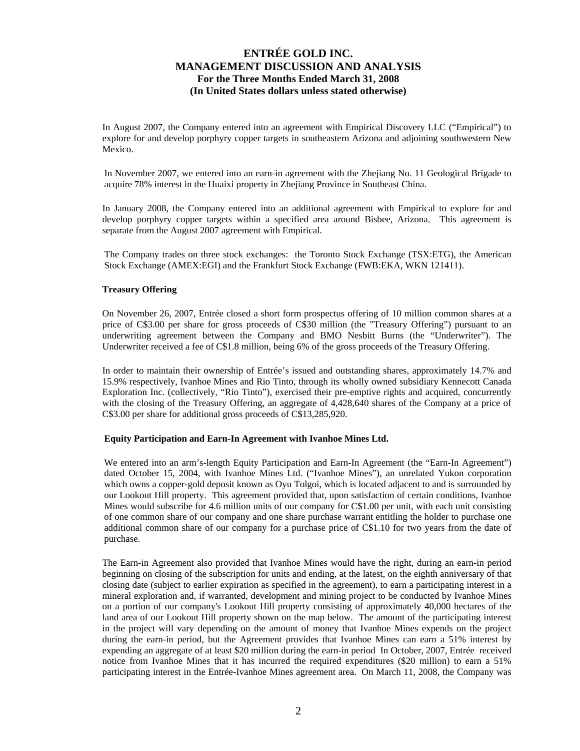In August 2007, the Company entered into an agreement with Empirical Discovery LLC ("Empirical") to explore for and develop porphyry copper targets in southeastern Arizona and adjoining southwestern New Mexico.

In November 2007, we entered into an earn-in agreement with the Zhejiang No. 11 Geological Brigade to acquire 78% interest in the Huaixi property in Zhejiang Province in Southeast China.

In January 2008, the Company entered into an additional agreement with Empirical to explore for and develop porphyry copper targets within a specified area around Bisbee, Arizona. This agreement is separate from the August 2007 agreement with Empirical.

The Company trades on three stock exchanges: the Toronto Stock Exchange (TSX:ETG), the American Stock Exchange (AMEX:EGI) and the Frankfurt Stock Exchange (FWB:EKA, WKN 121411).

**Treasury Offering**

On November 26, 2007, Entrée closed a short form prospectus offering of 10 million common shares at a price of C$3.00 per share for gross proceeds of C$30 million (the "Treasury Offering") pursuant to an underwriting agreement between the Company and BMO Nesbitt Burns (the "Underwriter"). The Underwriter received a fee of C$1.8 million, being 6% of the gross proceeds of the Treasury Offering.

In order to maintain their ownership of Entrée's issued and outstanding shares, approximately 14.7% and 15.9% respectively, Ivanhoe Mines and Rio Tinto, through its wholly owned subsidiary Kennecott Canada Exploration Inc. (collectively, "Rio Tinto"), exercised their pre-emptive rights and acquired, concurrently with the closing of the Treasury Offering, an aggregate of 4,428,640 shares of the Company at a price of C$3.00 per share for additional gross proceeds of C$13,285,920.

**Equity Participation and Earn-In Agreement with Ivanhoe Mines Ltd.**

We entered into an arm's-length Equity Participation and Earn-In Agreement (the "Earn-In Agreement") dated October 15, 2004, with Ivanhoe Mines Ltd. ("Ivanhoe Mines"), an unrelated Yukon corporation which owns a copper-gold deposit known as Oyu Tolgoi, which is located adjacent to and is surrounded by our Lookout Hill property. This agreement provided that, upon satisfaction of certain conditions, Ivanhoe Mines would subscribe for 4.6 million units of our company for C$1.00 per unit, with each unit consisting of one common share of our company and one share purchase warrant entitling the holder to purchase one additional common share of our company for a purchase price of C$1.10 for two years from the date of purchase.

The Earn-in Agreement also provided that Ivanhoe Mines would have the right, during an earn-in period beginning on closing of the subscription for units and ending, at the latest, on the eighth anniversary of that closing date (subject to earlier expiration as specified in the agreement), to earn a participating interest in a mineral exploration and, if warranted, development and mining project to be conducted by Ivanhoe Mines on a portion of our company's Lookout Hill property consisting of approximately 40,000 hectares of the land area of our Lookout Hill property shown on the map below. The amount of the participating interest in the project will vary depending on the amount of money that Ivanhoe Mines expends on the project during the earn-in period, but the Agreement provides that Ivanhoe Mines can earn a 51% interest by expending an aggregate of at least $20 million during the earn-in period In October, 2007, Entrée received notice from Ivanhoe Mines that it has incurred the required expenditures ($20 million) to earn a 51% participating interest in the Entrée-Ivanhoe Mines agreement area. On March 11, 2008, the Company was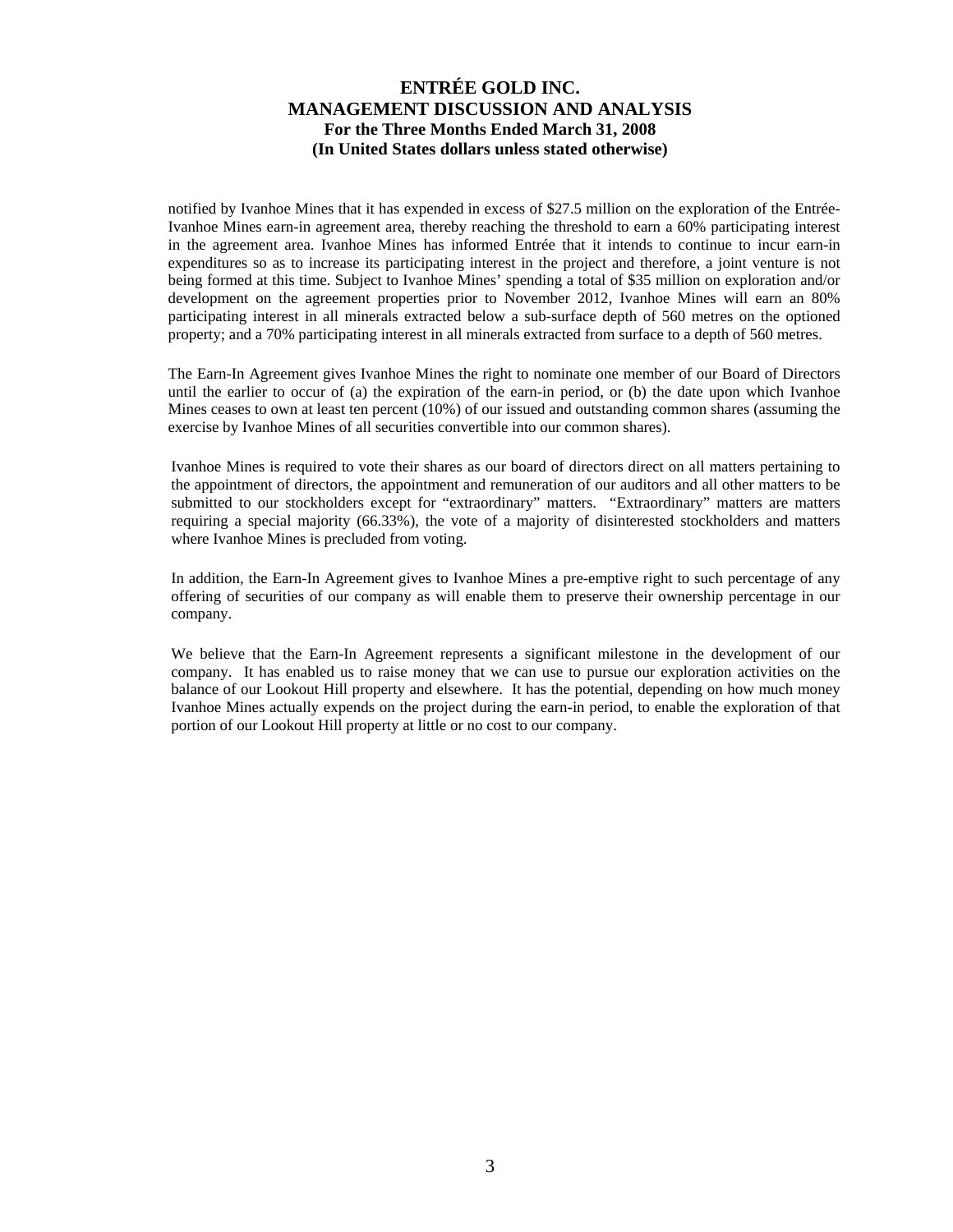notified by Ivanhoe Mines that it has expended in excess of $27.5 million on the exploration of the Entrée-Ivanhoe Mines earn-in agreement area, thereby reaching the threshold to earn a 60% participating interest in the agreement area. Ivanhoe Mines has informed Entrée that it intends to continue to incur earn-in expenditures so as to increase its participating interest in the project and therefore, a joint venture is not being formed at this time. Subject to Ivanhoe Mines' spending a total of $35 million on exploration and/or development on the agreement properties prior to November 2012, Ivanhoe Mines will earn an 80% participating interest in all minerals extracted below a sub-surface depth of 560 metres on the optioned property; and a 70% participating interest in all minerals extracted from surface to a depth of 560 metres.

The Earn-In Agreement gives Ivanhoe Mines the right to nominate one member of our Board of Directors until the earlier to occur of (a) the expiration of the earn-in period, or (b) the date upon which Ivanhoe Mines ceases to own at least ten percent (10%) of our issued and outstanding common shares (assuming the exercise by Ivanhoe Mines of all securities convertible into our common shares).

Ivanhoe Mines is required to vote their shares as our board of directors direct on all matters pertaining to the appointment of directors, the appointment and remuneration of our auditors and all other matters to be submitted to our stockholders except for "extraordinary" matters. "Extraordinary" matters are matters requiring a special majority (66.33%), the vote of a majority of disinterested stockholders and matters where Ivanhoe Mines is precluded from voting.

In addition, the Earn-In Agreement gives to Ivanhoe Mines a pre-emptive right to such percentage of any offering of securities of our company as will enable them to preserve their ownership percentage in our company.

We believe that the Earn-In Agreement represents a significant milestone in the development of our company. It has enabled us to raise money that we can use to pursue our exploration activities on the balance of our Lookout Hill property and elsewhere. It has the potential, depending on how much money Ivanhoe Mines actually expends on the project during the earn-in period, to enable the exploration of that portion of our Lookout Hill property at little or no cost to our company.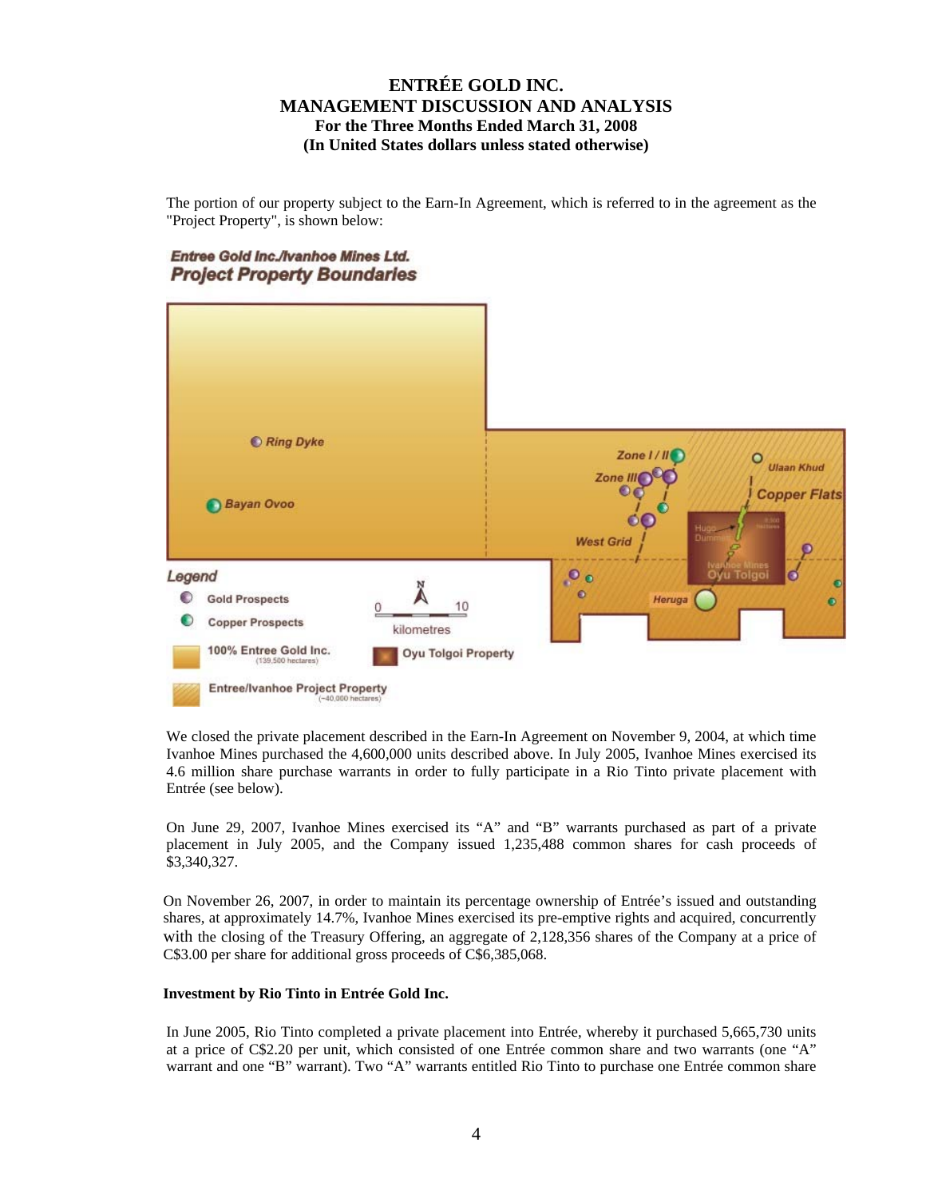The portion of our property subject to the Earn-In Agreement, which is referred to in the agreement as the "Project Property", is shown below:

We closed the private placement described in the Earn-In Agreement on November 9, 2004, at which time Ivanhoe Mines purchased the 4,600,000 units described above. In July 2005, Ivanhoe Mines exercised its 4.6 million share purchase warrants in order to fully participate in a Rio Tinto private placement with Entrée (see below).

On June 29, 2007, Ivanhoe Mines exercised its "A" and "B" warrants purchased as part of a private placement in July 2005, and the Company issued 1,235,488 common shares for cash proceeds of $3,340,327.

On November 26, 2007, in order to maintain its percentage ownership of Entrée's issued and outstanding shares, at approximately 14.7%, Ivanhoe Mines exercised its pre-emptive rights and acquired, concurrently with the closing of the Treasury Offering, an aggregate of 2,128,356 shares of the Company at a price of C$3.00 per share for additional gross proceeds of C$6,385,068.

**Investment by Rio Tinto in Entrée Gold Inc.**

In June 2005, Rio Tinto completed a private placement into Entrée, whereby it purchased 5,665,730 units at a price of C$2.20 per unit, which consisted of one Entrée common share and two warrants (one "A" warrant and one "B" warrant). Two "A" warrants entitled Rio Tinto to purchase one Entrée common share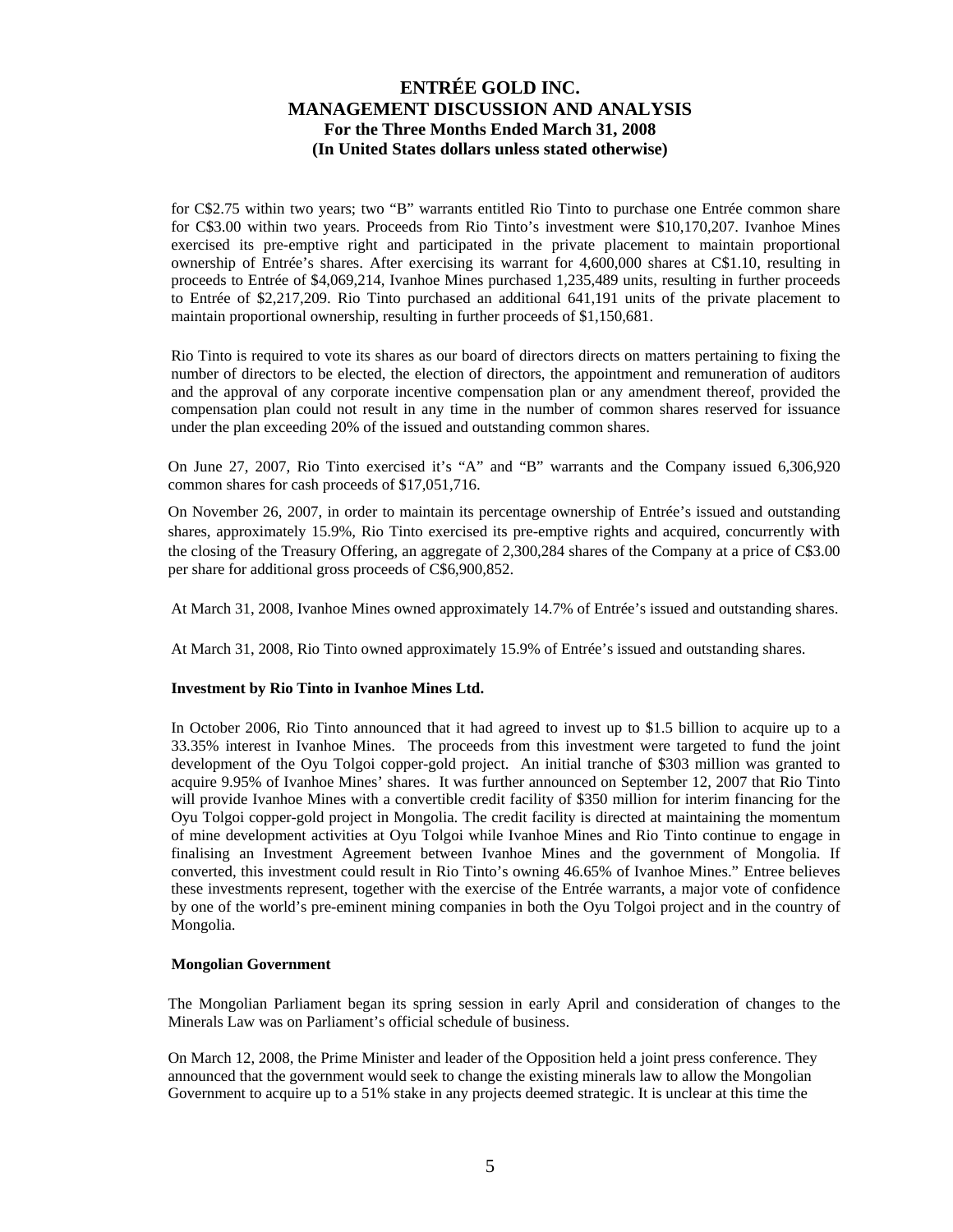for C$2.75 within two years; two "B" warrants entitled Rio Tinto to purchase one Entrée common share for C$3.00 within two years. Proceeds from Rio Tinto's investment were $10,170,207. Ivanhoe Mines exercised its pre-emptive right and participated in the private placement to maintain proportional ownership of Entrée's shares. After exercising its warrant for 4,600,000 shares at C$1.10, resulting in proceeds to Entrée of $4,069,214, Ivanhoe Mines purchased 1,235,489 units, resulting in further proceeds to Entrée of $2,217,209. Rio Tinto purchased an additional 641,191 units of the private placement to maintain proportional ownership, resulting in further proceeds of $1,150,681.

Rio Tinto is required to vote its shares as our board of directors directs on matters pertaining to fixing the number of directors to be elected, the election of directors, the appointment and remuneration of auditors and the approval of any corporate incentive compensation plan or any amendment thereof, provided the compensation plan could not result in any time in the number of common shares reserved for issuance under the plan exceeding 20% of the issued and outstanding common shares.

On June 27, 2007, Rio Tinto exercised it's "A" and "B" warrants and the Company issued 6,306,920 common shares for cash proceeds of $17,051,716.

On November 26, 2007, in order to maintain its percentage ownership of Entrée's issued and outstanding shares, approximately 15.9%, Rio Tinto exercised its pre-emptive rights and acquired, concurrently with the closing of the Treasury Offering, an aggregate of 2,300,284 shares of the Company at a price of C$3.00 per share for additional gross proceeds of C$6,900,852.

At March 31, 2008, Ivanhoe Mines owned approximately 14.7% of Entrée's issued and outstanding shares.

At March 31, 2008, Rio Tinto owned approximately 15.9% of Entrée's issued and outstanding shares.

**Investment by Rio Tinto in Ivanhoe Mines Ltd.**

In October 2006, Rio Tinto announced that it had agreed to invest up to $1.5 billion to acquire up to a 33.35% interest in Ivanhoe Mines. The proceeds from this investment were targeted to fund the joint development of the Oyu Tolgoi copper-gold project. An initial tranche of $303 million was granted to acquire 9.95% of Ivanhoe Mines' shares. It was further announced on September 12, 2007 that Rio Tinto will provide Ivanhoe Mines with a convertible credit facility of $350 million for interim financing for the Oyu Tolgoi copper-gold project in Mongolia. The credit facility is directed at maintaining the momentum of mine development activities at Oyu Tolgoi while Ivanhoe Mines and Rio Tinto continue to engage in finalising an Investment Agreement between Ivanhoe Mines and the government of Mongolia. If converted, this investment could result in Rio Tinto's owning 46.65% of Ivanhoe Mines." Entree believes these investments represent, together with the exercise of the Entrée warrants, a major vote of confidence by one of the world's pre-eminent mining companies in both the Oyu Tolgoi project and in the country of Mongolia.

**Mongolian Government**

The Mongolian Parliament began its spring session in early April and consideration of changes to the Minerals Law was on Parliament's official schedule of business.

On March 12, 2008, the Prime Minister and leader of the Opposition held a joint press conference. They announced that the government would seek to change the existing minerals law to allow the Mongolian Government to acquire up to a 51% stake in any projects deemed strategic. It is unclear at this time the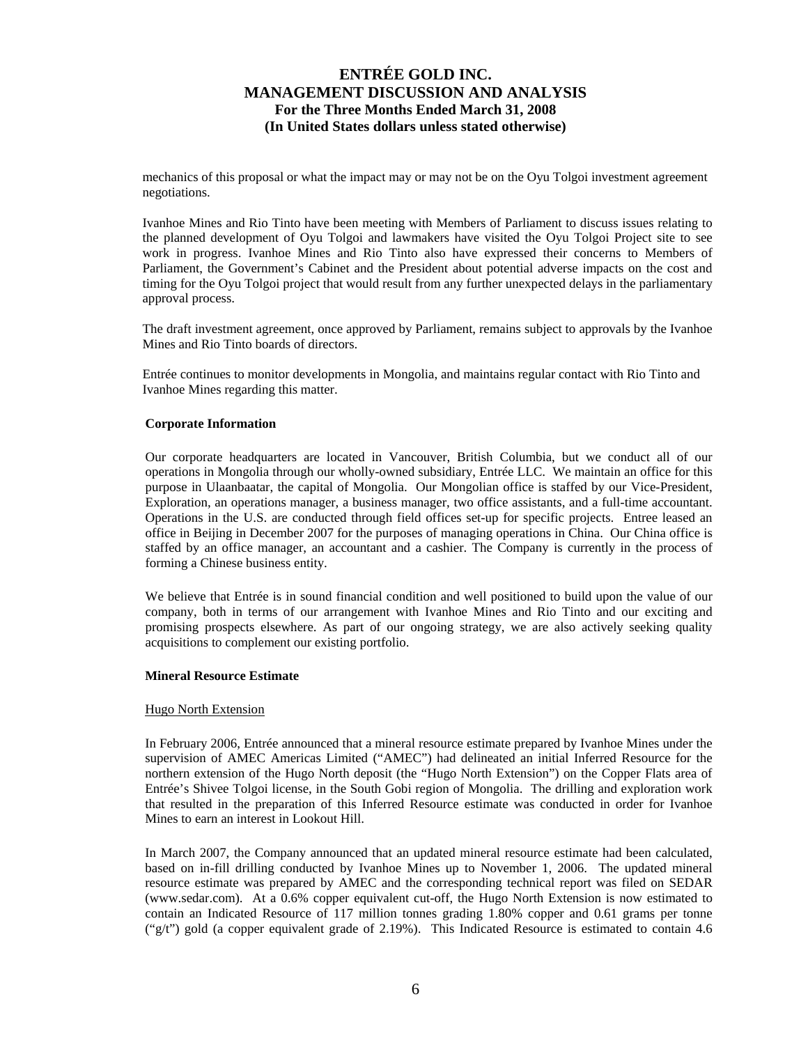mechanics of this proposal or what the impact may or may not be on the Oyu Tolgoi investment agreement negotiations.

Ivanhoe Mines and Rio Tinto have been meeting with Members of Parliament to discuss issues relating to the planned development of Oyu Tolgoi and lawmakers have visited the Oyu Tolgoi Project site to see work in progress. Ivanhoe Mines and Rio Tinto also have expressed their concerns to Members of Parliament, the Government's Cabinet and the President about potential adverse impacts on the cost and timing for the Oyu Tolgoi project that would result from any further unexpected delays in the parliamentary approval process.

The draft investment agreement, once approved by Parliament, remains subject to approvals by the Ivanhoe Mines and Rio Tinto boards of directors.

Entrée continues to monitor developments in Mongolia, and maintains regular contact with Rio Tinto and Ivanhoe Mines regarding this matter.

**Corporate Information**

Our corporate headquarters are located in Vancouver, British Columbia, but we conduct all of our operations in Mongolia through our wholly-owned subsidiary, Entrée LLC. We maintain an office for this purpose in Ulaanbaatar, the capital of Mongolia. Our Mongolian office is staffed by our Vice-President, Exploration, an operations manager, a business manager, two office assistants, and a full-time accountant. Operations in the U.S. are conducted through field offices set-up for specific projects. Entree leased an office in Beijing in December 2007 for the purposes of managing operations in China. Our China office is staffed by an office manager, an accountant and a cashier. The Company is currently in the process of forming a Chinese business entity.

We believe that Entrée is in sound financial condition and well positioned to build upon the value of our company, both in terms of our arrangement with Ivanhoe Mines and Rio Tinto and our exciting and promising prospects elsewhere. As part of our ongoing strategy, we are also actively seeking quality acquisitions to complement our existing portfolio.

**Mineral Resource Estimate**

Hugo North Extension

In February 2006, Entrée announced that a mineral resource estimate prepared by Ivanhoe Mines under the supervision of AMEC Americas Limited ("AMEC") had delineated an initial Inferred Resource for the northern extension of the Hugo North deposit (the "Hugo North Extension") on the Copper Flats area of Entrée's Shivee Tolgoi license, in the South Gobi region of Mongolia. The drilling and exploration work that resulted in the preparation of this Inferred Resource estimate was conducted in order for Ivanhoe Mines to earn an interest in Lookout Hill.

In March 2007, the Company announced that an updated mineral resource estimate had been calculated, based on in-fill drilling conducted by Ivanhoe Mines up to November 1, 2006. The updated mineral resource estimate was prepared by AMEC and the corresponding technical report was filed on SEDAR (www.sedar.com). At a 0.6% copper equivalent cut-off, the Hugo North Extension is now estimated to contain an Indicated Resource of 117 million tonnes grading 1.80% copper and 0.61 grams per tonne ("g/t") gold (a copper equivalent grade of 2.19%). This Indicated Resource is estimated to contain 4.6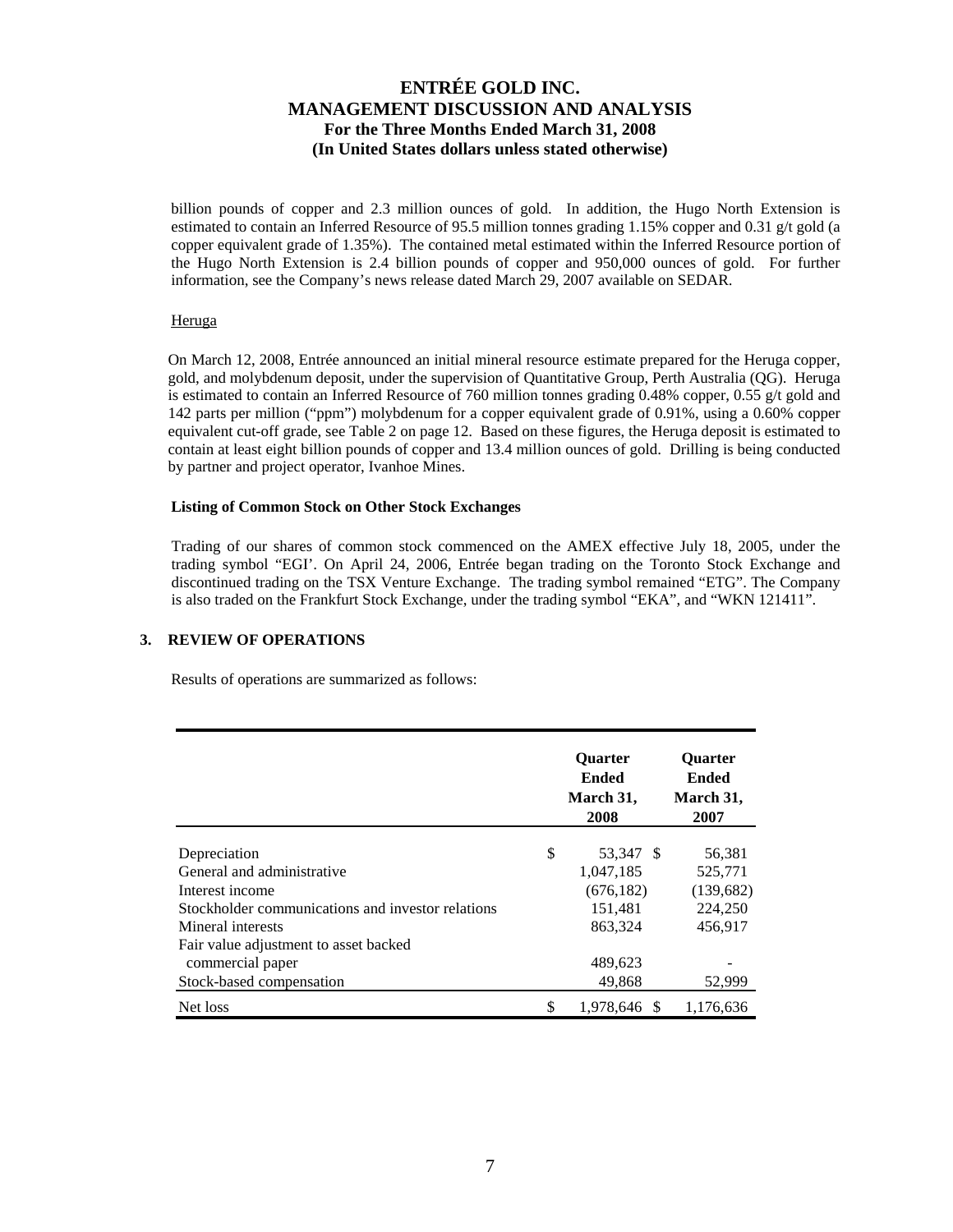billion pounds of copper and 2.3 million ounces of gold. In addition, the Hugo North Extension is estimated to contain an Inferred Resource of 95.5 million tonnes grading 1.15% copper and 0.31 g/t gold (a copper equivalent grade of 1.35%). The contained metal estimated within the Inferred Resource portion of the Hugo North Extension is 2.4 billion pounds of copper and 950,000 ounces of gold. For further information, see the Company's news release dated March 29, 2007 available on SEDAR.

Heruga

On March 12, 2008, Entrée announced an initial mineral resource estimate prepared for the Heruga copper, gold, and molybdenum deposit, under the supervision of Quantitative Group, Perth Australia (QG). Heruga is estimated to contain an Inferred Resource of 760 million tonnes grading 0.48% copper, 0.55 g/t gold and 142 parts per million ("ppm") molybdenum for a copper equivalent grade of 0.91%, using a 0.60% copper equivalent cut-off grade, see Table 2 on page 12. Based on these figures, the Heruga deposit is estimated to contain at least eight billion pounds of copper and 13.4 million ounces of gold. Drilling is being conducted by partner and project operator, Ivanhoe Mines.

**Listing of Common Stock on Other Stock Exchanges**

Trading of our shares of common stock commenced on the AMEX effective July 18, 2005, under the trading symbol "EGI'. On April 24, 2006, Entrée began trading on the Toronto Stock Exchange and discontinued trading on the TSX Venture Exchange. The trading symbol remained "ETG". The Company is also traded on the Frankfurt Stock Exchange, under the trading symbol "EKA", and "WKN 121411".

## 3. REVIEW OF OPERATIONS

Results of operations are summarized as follows:

| | Quarter Ended March 31, 2008 | Quarter Ended March 31, 2007 |
|---|---|---|
| Depreciation | $ 53,347 | $ 56,381 |
| General and administrative | 1,047,185 | 525,771 |
| Interest income | (676,182) | (139,682) |
| Stockholder communications and investor relations | 151,481 | 224,250 |
| Mineral interests | 863,324 | 456,917 |
| Fair value adjustment to asset backed commercial paper | 489,623 | - |
| Stock-based compensation | 49,868 | 52,999 |
| Net loss | $ 1,978,646 | $ 1,176,636 |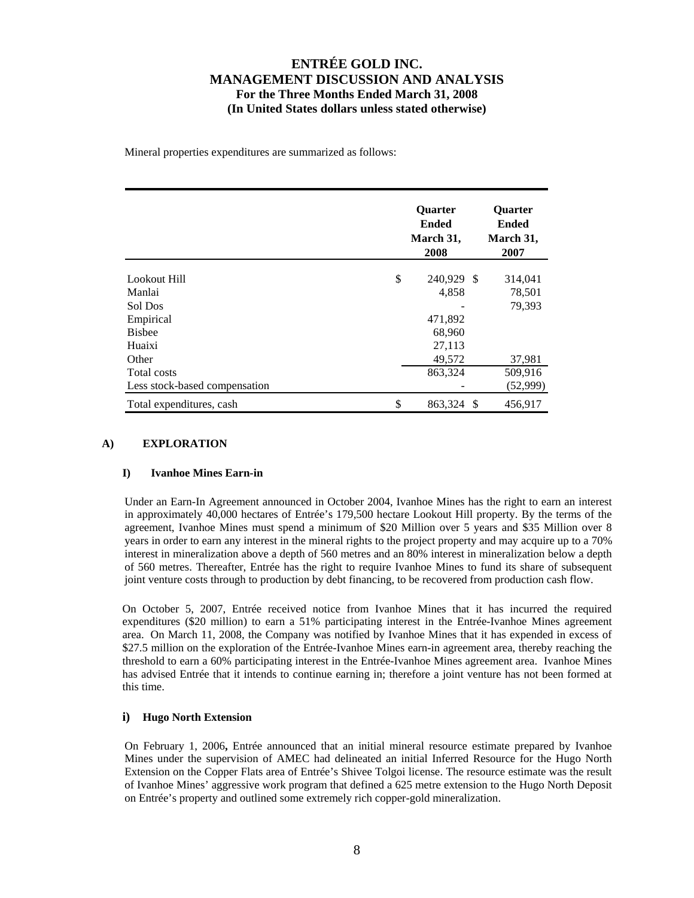# ENTRÉE GOLD INC.
## MANAGEMENT DISCUSSION AND ANALYSIS
### For the Three Months Ended March 31, 2008
### (In United States dollars unless stated otherwise)

Mineral properties expenditures are summarized as follows:

| | Quarter Ended March 31, 2008 | Quarter Ended March 31, 2007 |
|---|---|---|
| Lookout Hill | $ 240,929 | $ 314,041 |
| Manlai | 4,858 | 78,501 |
| Sol Dos | - | 79,393 |
| Empirical | 471,892 | |
| Bisbee | 68,960 | |
| Huaixi | 27,113 | |
| Other | 49,572 | 37,981 |
| Total costs | 863,324 | 509,916 |
| Less stock-based compensation | - | (52,999) |
| Total expenditures, cash | $ 863,324 | $ 456,917 |

## A) EXPLORATION

### I) Ivanhoe Mines Earn-in

Under an Earn-In Agreement announced in October 2004, Ivanhoe Mines has the right to earn an interest in approximately 40,000 hectares of Entrée's 179,500 hectare Lookout Hill property. By the terms of the agreement, Ivanhoe Mines must spend a minimum of $20 Million over 5 years and $35 Million over 8 years in order to earn any interest in the mineral rights to the project property and may acquire up to a 70% interest in mineralization above a depth of 560 metres and an 80% interest in mineralization below a depth of 560 metres. Thereafter, Entrée has the right to require Ivanhoe Mines to fund its share of subsequent joint venture costs through to production by debt financing, to be recovered from production cash flow.

On October 5, 2007, Entrée received notice from Ivanhoe Mines that it has incurred the required expenditures ($20 million) to earn a 51% participating interest in the Entrée-Ivanhoe Mines agreement area. On March 11, 2008, the Company was notified by Ivanhoe Mines that it has expended in excess of $27.5 million on the exploration of the Entrée-Ivanhoe Mines earn-in agreement area, thereby reaching the threshold to earn a 60% participating interest in the Entrée-Ivanhoe Mines agreement area. Ivanhoe Mines has advised Entrée that it intends to continue earning in; therefore a joint venture has not been formed at this time.

### i) Hugo North Extension

On February 1, 2006**,** Entrée announced that an initial mineral resource estimate prepared by Ivanhoe Mines under the supervision of AMEC had delineated an initial Inferred Resource for the Hugo North Extension on the Copper Flats area of Entrée's Shivee Tolgoi license. The resource estimate was the result of Ivanhoe Mines' aggressive work program that defined a 625 metre extension to the Hugo North Deposit on Entrée's property and outlined some extremely rich copper-gold mineralization.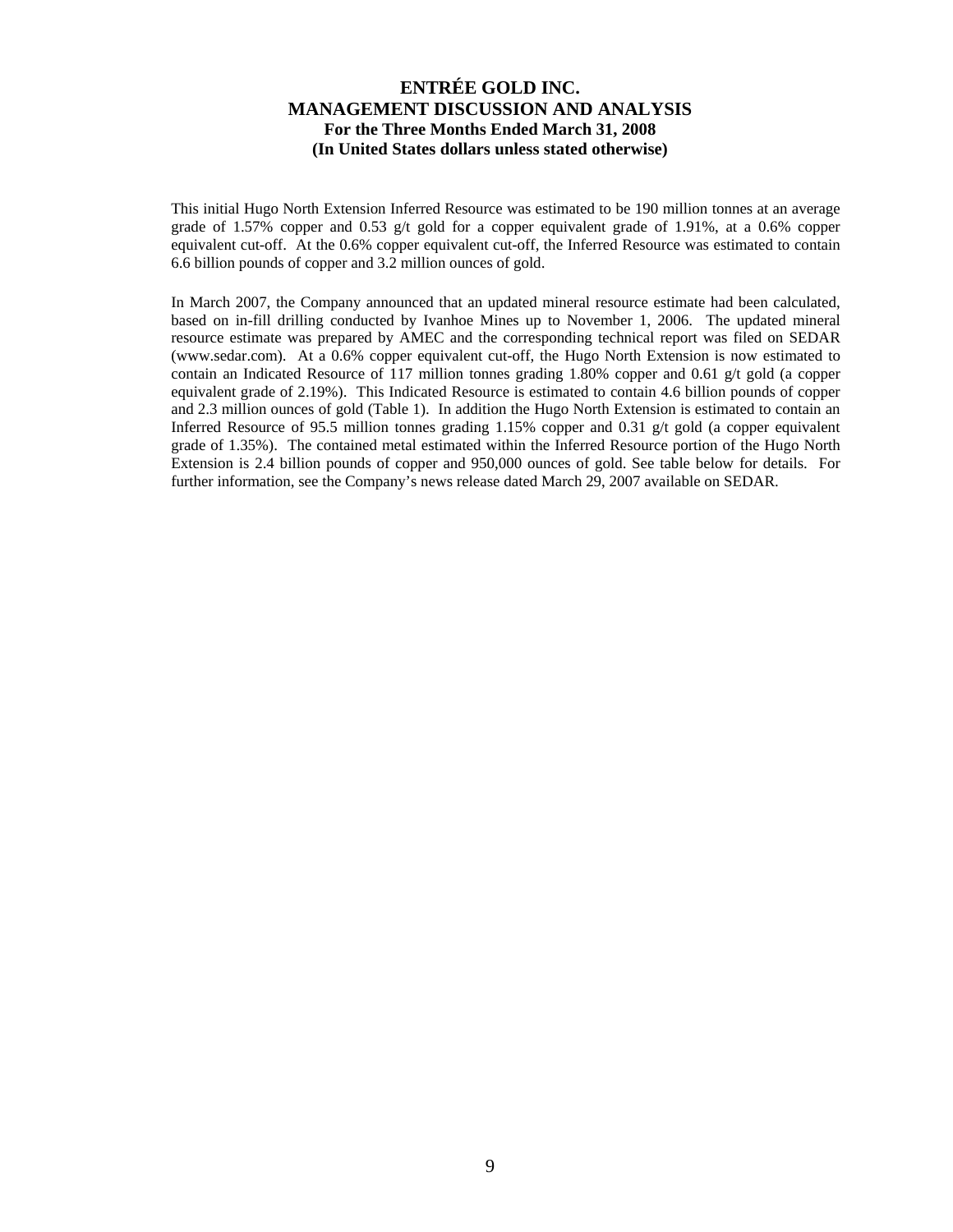This initial Hugo North Extension Inferred Resource was estimated to be 190 million tonnes at an average grade of 1.57% copper and 0.53 g/t gold for a copper equivalent grade of 1.91%, at a 0.6% copper equivalent cut-off. At the 0.6% copper equivalent cut-off, the Inferred Resource was estimated to contain 6.6 billion pounds of copper and 3.2 million ounces of gold.

In March 2007, the Company announced that an updated mineral resource estimate had been calculated, based on in-fill drilling conducted by Ivanhoe Mines up to November 1, 2006. The updated mineral resource estimate was prepared by AMEC and the corresponding technical report was filed on SEDAR (www.sedar.com). At a 0.6% copper equivalent cut-off, the Hugo North Extension is now estimated to contain an Indicated Resource of 117 million tonnes grading 1.80% copper and 0.61 g/t gold (a copper equivalent grade of 2.19%). This Indicated Resource is estimated to contain 4.6 billion pounds of copper and 2.3 million ounces of gold (Table 1). In addition the Hugo North Extension is estimated to contain an Inferred Resource of 95.5 million tonnes grading 1.15% copper and 0.31 g/t gold (a copper equivalent grade of 1.35%). The contained metal estimated within the Inferred Resource portion of the Hugo North Extension is 2.4 billion pounds of copper and 950,000 ounces of gold. See table below for details. For further information, see the Company's news release dated March 29, 2007 available on SEDAR.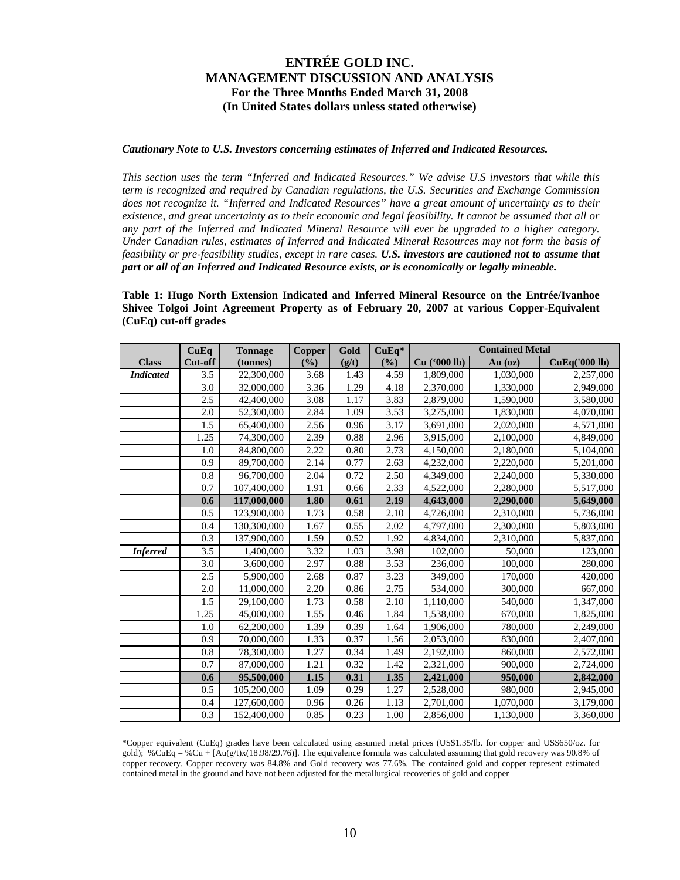# ENTRÉE GOLD INC.
## MANAGEMENT DISCUSSION AND ANALYSIS
### For the Three Months Ended March 31, 2008
### (In United States dollars unless stated otherwise)

***Cautionary Note to U.S. Investors concerning estimates of Inferred and Indicated Resources.***

*This section uses the term "Inferred and Indicated Resources." We advise U.S investors that while this term is recognized and required by Canadian regulations, the U.S. Securities and Exchange Commission does not recognize it. "Inferred and Indicated Resources" have a great amount of uncertainty as to their existence, and great uncertainty as to their economic and legal feasibility. It cannot be assumed that all or any part of the Inferred and Indicated Mineral Resource will ever be upgraded to a higher category. Under Canadian rules, estimates of Inferred and Indicated Mineral Resources may not form the basis of feasibility or pre-feasibility studies, except in rare cases.* ***U.S. investors are cautioned not to assume that part or all of an Inferred and Indicated Resource exists, or is economically or legally mineable.***

**Table 1: Hugo North Extension Indicated and Inferred Mineral Resource on the Entrée/Ivanhoe Shivee Tolgoi Joint Agreement Property as of February 20, 2007 at various Copper-Equivalent (CuEq) cut-off grades**

| Class | CuEq Cut-off | Tonnage (tonnes) | Copper (%) | Gold (g/t) | CuEq* (%) | Contained Metal | | |
|---|---|---|---|---|---|---|---|---|
| | | | | | | Cu ('000 lb) | Au (oz) | CuEq('000 lb) |
| ***Indicated*** | 3.5 | 22,300,000 | 3.68 | 1.43 | 4.59 | 1,809,000 | 1,030,000 | 2,257,000 |
| | 3.0 | 32,000,000 | 3.36 | 1.29 | 4.18 | 2,370,000 | 1,330,000 | 2,949,000 |
| | 2.5 | 42,400,000 | 3.08 | 1.17 | 3.83 | 2,879,000 | 1,590,000 | 3,580,000 |
| | 2.0 | 52,300,000 | 2.84 | 1.09 | 3.53 | 3,275,000 | 1,830,000 | 4,070,000 |
| | 1.5 | 65,400,000 | 2.56 | 0.96 | 3.17 | 3,691,000 | 2,020,000 | 4,571,000 |
| | 1.25 | 74,300,000 | 2.39 | 0.88 | 2.96 | 3,915,000 | 2,100,000 | 4,849,000 |
| | 1.0 | 84,800,000 | 2.22 | 0.80 | 2.73 | 4,150,000 | 2,180,000 | 5,104,000 |
| | 0.9 | 89,700,000 | 2.14 | 0.77 | 2.63 | 4,232,000 | 2,220,000 | 5,201,000 |
| | 0.8 | 96,700,000 | 2.04 | 0.72 | 2.50 | 4,349,000 | 2,240,000 | 5,330,000 |
| | 0.7 | 107,400,000 | 1.91 | 0.66 | 2.33 | 4,522,000 | 2,280,000 | 5,517,000 |
| | **0.6** | **117,000,000** | **1.80** | **0.61** | **2.19** | **4,643,000** | **2,290,000** | **5,649,000** |
| | 0.5 | 123,900,000 | 1.73 | 0.58 | 2.10 | 4,726,000 | 2,310,000 | 5,736,000 |
| | 0.4 | 130,300,000 | 1.67 | 0.55 | 2.02 | 4,797,000 | 2,300,000 | 5,803,000 |
| | 0.3 | 137,900,000 | 1.59 | 0.52 | 1.92 | 4,834,000 | 2,310,000 | 5,837,000 |
| ***Inferred*** | 3.5 | 1,400,000 | 3.32 | 1.03 | 3.98 | 102,000 | 50,000 | 123,000 |
| | 3.0 | 3,600,000 | 2.97 | 0.88 | 3.53 | 236,000 | 100,000 | 280,000 |
| | 2.5 | 5,900,000 | 2.68 | 0.87 | 3.23 | 349,000 | 170,000 | 420,000 |
| | 2.0 | 11,000,000 | 2.20 | 0.86 | 2.75 | 534,000 | 300,000 | 667,000 |
| | 1.5 | 29,100,000 | 1.73 | 0.58 | 2.10 | 1,110,000 | 540,000 | 1,347,000 |
| | 1.25 | 45,000,000 | 1.55 | 0.46 | 1.84 | 1,538,000 | 670,000 | 1,825,000 |
| | 1.0 | 62,200,000 | 1.39 | 0.39 | 1.64 | 1,906,000 | 780,000 | 2,249,000 |
| | 0.9 | 70,000,000 | 1.33 | 0.37 | 1.56 | 2,053,000 | 830,000 | 2,407,000 |
| | 0.8 | 78,300,000 | 1.27 | 0.34 | 1.49 | 2,192,000 | 860,000 | 2,572,000 |
| | 0.7 | 87,000,000 | 1.21 | 0.32 | 1.42 | 2,321,000 | 900,000 | 2,724,000 |
| | **0.6** | **95,500,000** | **1.15** | **0.31** | **1.35** | **2,421,000** | **950,000** | **2,842,000** |
| | 0.5 | 105,200,000 | 1.09 | 0.29 | 1.27 | 2,528,000 | 980,000 | 2,945,000 |
| | 0.4 | 127,600,000 | 0.96 | 0.26 | 1.13 | 2,701,000 | 1,070,000 | 3,179,000 |
| | 0.3 | 152,400,000 | 0.85 | 0.23 | 1.00 | 2,856,000 | 1,130,000 | 3,360,000 |

*Copper equivalent (CuEq) grades have been calculated using assumed metal prices (US$1.35/lb. for copper and US$650/oz. for gold); $\%CuEq = \%Cu + [Au(g/t) \times (18.98/29.76)]$. The equivalence formula was calculated assuming that gold recovery was 90.8% of copper recovery. Copper recovery was 84.8% and Gold recovery was 77.6%. The contained gold and copper represent estimated contained metal in the ground and have not been adjusted for the metallurgical recoveries of gold and copper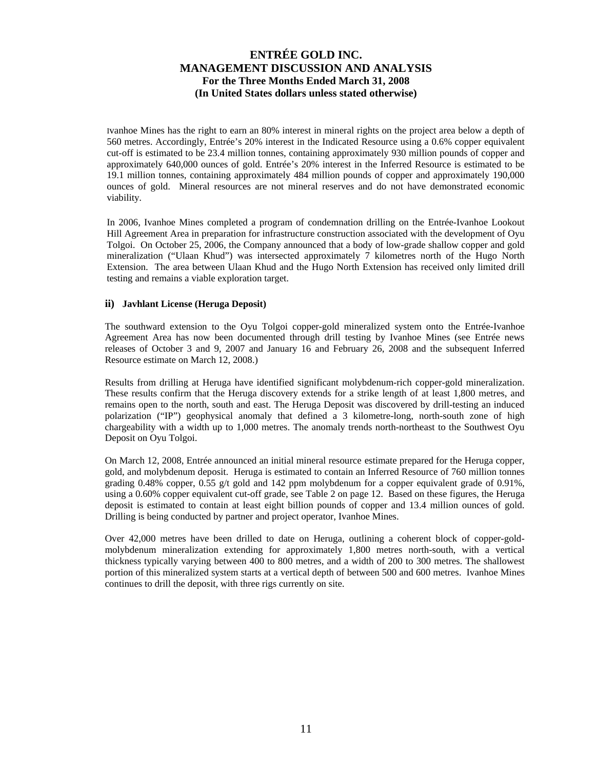Ivanhoe Mines has the right to earn an 80% interest in mineral rights on the project area below a depth of 560 metres. Accordingly, Entrée's 20% interest in the Indicated Resource using a 0.6% copper equivalent cut-off is estimated to be 23.4 million tonnes, containing approximately 930 million pounds of copper and approximately 640,000 ounces of gold. Entrée's 20% interest in the Inferred Resource is estimated to be 19.1 million tonnes, containing approximately 484 million pounds of copper and approximately 190,000 ounces of gold. Mineral resources are not mineral reserves and do not have demonstrated economic viability.

In 2006, Ivanhoe Mines completed a program of condemnation drilling on the Entrée-Ivanhoe Lookout Hill Agreement Area in preparation for infrastructure construction associated with the development of Oyu Tolgoi. On October 25, 2006, the Company announced that a body of low-grade shallow copper and gold mineralization ("Ulaan Khud") was intersected approximately 7 kilometres north of the Hugo North Extension. The area between Ulaan Khud and the Hugo North Extension has received only limited drill testing and remains a viable exploration target.

### ii) Javhlant License (Heruga Deposit)

The southward extension to the Oyu Tolgoi copper-gold mineralized system onto the Entrée-Ivanhoe Agreement Area has now been documented through drill testing by Ivanhoe Mines (see Entrée news releases of October 3 and 9, 2007 and January 16 and February 26, 2008 and the subsequent Inferred Resource estimate on March 12, 2008.)

Results from drilling at Heruga have identified significant molybdenum-rich copper-gold mineralization. These results confirm that the Heruga discovery extends for a strike length of at least 1,800 metres, and remains open to the north, south and east. The Heruga Deposit was discovered by drill-testing an induced polarization ("IP") geophysical anomaly that defined a 3 kilometre-long, north-south zone of high chargeability with a width up to 1,000 metres. The anomaly trends north-northeast to the Southwest Oyu Deposit on Oyu Tolgoi.

On March 12, 2008, Entrée announced an initial mineral resource estimate prepared for the Heruga copper, gold, and molybdenum deposit. Heruga is estimated to contain an Inferred Resource of 760 million tonnes grading 0.48% copper, 0.55 g/t gold and 142 ppm molybdenum for a copper equivalent grade of 0.91%, using a 0.60% copper equivalent cut-off grade, see Table 2 on page 12. Based on these figures, the Heruga deposit is estimated to contain at least eight billion pounds of copper and 13.4 million ounces of gold. Drilling is being conducted by partner and project operator, Ivanhoe Mines.

Over 42,000 metres have been drilled to date on Heruga, outlining a coherent block of copper-gold-molybdenum mineralization extending for approximately 1,800 metres north-south, with a vertical thickness typically varying between 400 to 800 metres, and a width of 200 to 300 metres. The shallowest portion of this mineralized system starts at a vertical depth of between 500 and 600 metres. Ivanhoe Mines continues to drill the deposit, with three rigs currently on site.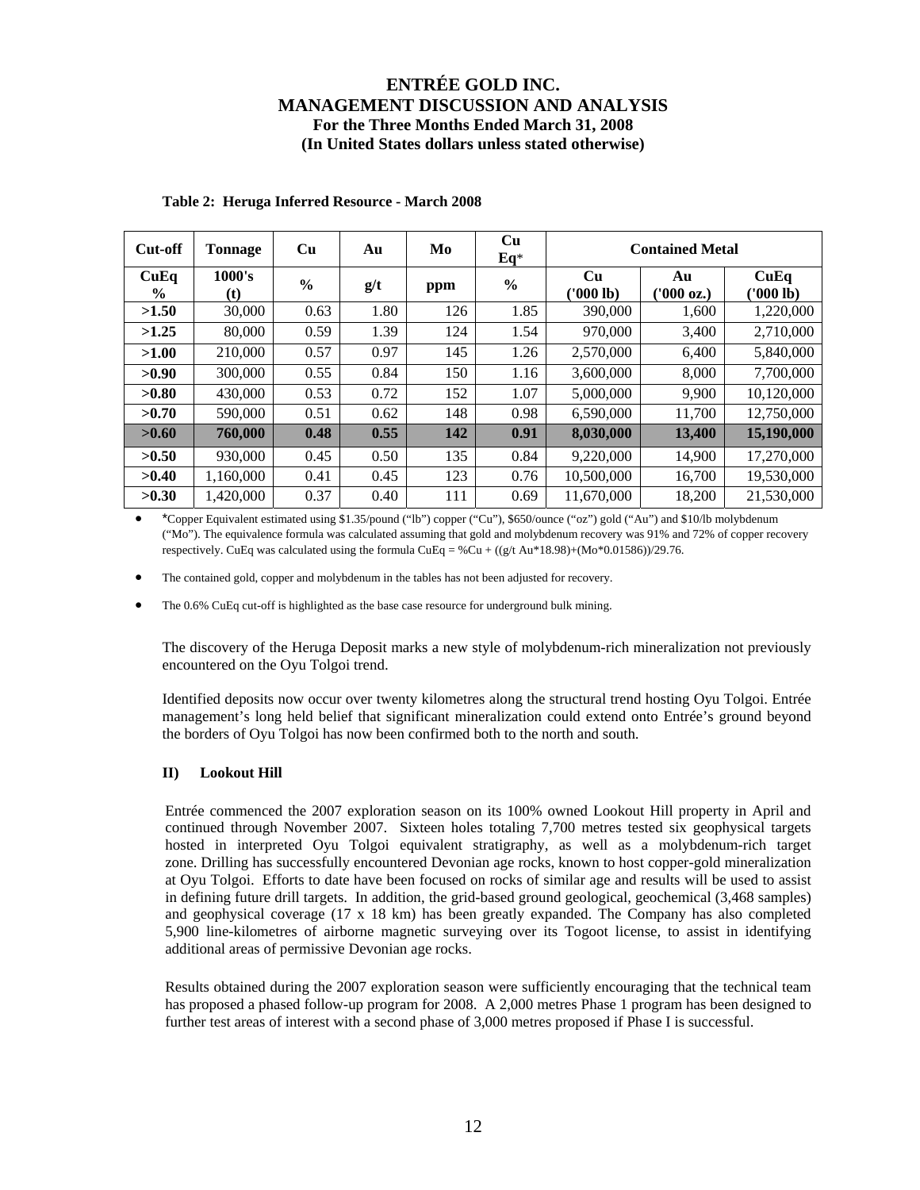**Table 2: Heruga Inferred Resource - March 2008**

| Cut-off | Tonnage | Cu | Au | Mo | Cu Eq* | Contained Metal | | |
|---|---|---|---|---|---|---|---|---|
| CuEq % | 1000's (t) | % | g/t | ppm | % | Cu ('000 lb) | Au ('000 oz.) | CuEq ('000 lb) |
| **>1.50** | 30,000 | 0.63 | 1.80 | 126 | 1.85 | 390,000 | 1,600 | 1,220,000 |
| **>1.25** | 80,000 | 0.59 | 1.39 | 124 | 1.54 | 970,000 | 3,400 | 2,710,000 |
| **>1.00** | 210,000 | 0.57 | 0.97 | 145 | 1.26 | 2,570,000 | 6,400 | 5,840,000 |
| **>0.90** | 300,000 | 0.55 | 0.84 | 150 | 1.16 | 3,600,000 | 8,000 | 7,700,000 |
| **>0.80** | 430,000 | 0.53 | 0.72 | 152 | 1.07 | 5,000,000 | 9,900 | 10,120,000 |
| **>0.70** | 590,000 | 0.51 | 0.62 | 148 | 0.98 | 6,590,000 | 11,700 | 12,750,000 |
| **>0.60** | **760,000** | **0.48** | **0.55** | **142** | **0.91** | **8,030,000** | **13,400** | **15,190,000** |
| **>0.50** | 930,000 | 0.45 | 0.50 | 135 | 0.84 | 9,220,000 | 14,900 | 17,270,000 |
| **>0.40** | 1,160,000 | 0.41 | 0.45 | 123 | 0.76 | 10,500,000 | 16,700 | 19,530,000 |
| **>0.30** | 1,420,000 | 0.37 | 0.40 | 111 | 0.69 | 11,670,000 | 18,200 | 21,530,000 |

- *Copper Equivalent estimated using $1.35/pound ("lb") copper ("Cu"), $650/ounce ("oz") gold ("Au") and $10/lb molybdenum ("Mo"). The equivalence formula was calculated assuming that gold and molybdenum recovery was 91% and 72% of copper recovery respectively. CuEq was calculated using the formula CuEq = %Cu + ((g/t Au*18.98)+(Mo*0.01586))/29.76.
- The contained gold, copper and molybdenum in the tables has not been adjusted for recovery.
- The 0.6% CuEq cut-off is highlighted as the base case resource for underground bulk mining.

The discovery of the Heruga Deposit marks a new style of molybdenum-rich mineralization not previously encountered on the Oyu Tolgoi trend.

Identified deposits now occur over twenty kilometres along the structural trend hosting Oyu Tolgoi. Entrée management's long held belief that significant mineralization could extend onto Entrée's ground beyond the borders of Oyu Tolgoi has now been confirmed both to the north and south.

### II) Lookout Hill

Entrée commenced the 2007 exploration season on its 100% owned Lookout Hill property in April and continued through November 2007. Sixteen holes totaling 7,700 metres tested six geophysical targets hosted in interpreted Oyu Tolgoi equivalent stratigraphy, as well as a molybdenum-rich target zone. Drilling has successfully encountered Devonian age rocks, known to host copper-gold mineralization at Oyu Tolgoi. Efforts to date have been focused on rocks of similar age and results will be used to assist in defining future drill targets. In addition, the grid-based ground geological, geochemical (3,468 samples) and geophysical coverage (17 x 18 km) has been greatly expanded. The Company has also completed 5,900 line-kilometres of airborne magnetic surveying over its Togoot license, to assist in identifying additional areas of permissive Devonian age rocks.

Results obtained during the 2007 exploration season were sufficiently encouraging that the technical team has proposed a phased follow-up program for 2008. A 2,000 metres Phase 1 program has been designed to further test areas of interest with a second phase of 3,000 metres proposed if Phase I is successful.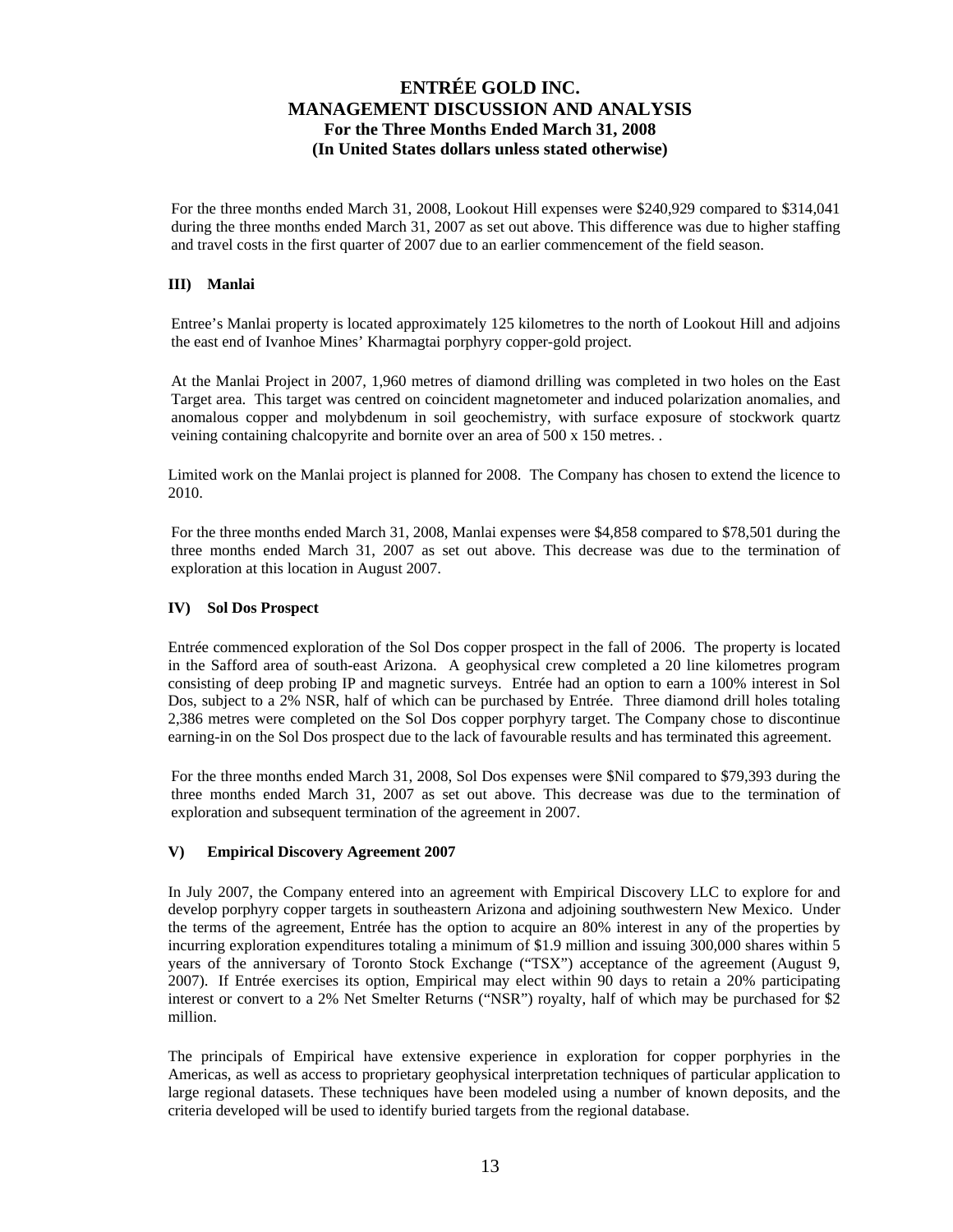For the three months ended March 31, 2008, Lookout Hill expenses were $240,929 compared to $314,041 during the three months ended March 31, 2007 as set out above. This difference was due to higher staffing and travel costs in the first quarter of 2007 due to an earlier commencement of the field season.

### III) Manlai

Entree's Manlai property is located approximately 125 kilometres to the north of Lookout Hill and adjoins the east end of Ivanhoe Mines' Kharmagtai porphyry copper-gold project.

At the Manlai Project in 2007, 1,960 metres of diamond drilling was completed in two holes on the East Target area. This target was centred on coincident magnetometer and induced polarization anomalies, and anomalous copper and molybdenum in soil geochemistry, with surface exposure of stockwork quartz veining containing chalcopyrite and bornite over an area of 500 x 150 metres. .

Limited work on the Manlai project is planned for 2008. The Company has chosen to extend the licence to 2010.

For the three months ended March 31, 2008, Manlai expenses were $4,858 compared to $78,501 during the three months ended March 31, 2007 as set out above. This decrease was due to the termination of exploration at this location in August 2007.

### IV) Sol Dos Prospect

Entrée commenced exploration of the Sol Dos copper prospect in the fall of 2006. The property is located in the Safford area of south-east Arizona. A geophysical crew completed a 20 line kilometres program consisting of deep probing IP and magnetic surveys. Entrée had an option to earn a 100% interest in Sol Dos, subject to a 2% NSR, half of which can be purchased by Entrée. Three diamond drill holes totaling 2,386 metres were completed on the Sol Dos copper porphyry target. The Company chose to discontinue earning-in on the Sol Dos prospect due to the lack of favourable results and has terminated this agreement.

For the three months ended March 31, 2008, Sol Dos expenses were $Nil compared to $79,393 during the three months ended March 31, 2007 as set out above. This decrease was due to the termination of exploration and subsequent termination of the agreement in 2007.

### V) Empirical Discovery Agreement 2007

In July 2007, the Company entered into an agreement with Empirical Discovery LLC to explore for and develop porphyry copper targets in southeastern Arizona and adjoining southwestern New Mexico. Under the terms of the agreement, Entrée has the option to acquire an 80% interest in any of the properties by incurring exploration expenditures totaling a minimum of $1.9 million and issuing 300,000 shares within 5 years of the anniversary of Toronto Stock Exchange ("TSX") acceptance of the agreement (August 9, 2007). If Entrée exercises its option, Empirical may elect within 90 days to retain a 20% participating interest or convert to a 2% Net Smelter Returns ("NSR") royalty, half of which may be purchased for $2 million.

The principals of Empirical have extensive experience in exploration for copper porphyries in the Americas, as well as access to proprietary geophysical interpretation techniques of particular application to large regional datasets. These techniques have been modeled using a number of known deposits, and the criteria developed will be used to identify buried targets from the regional database.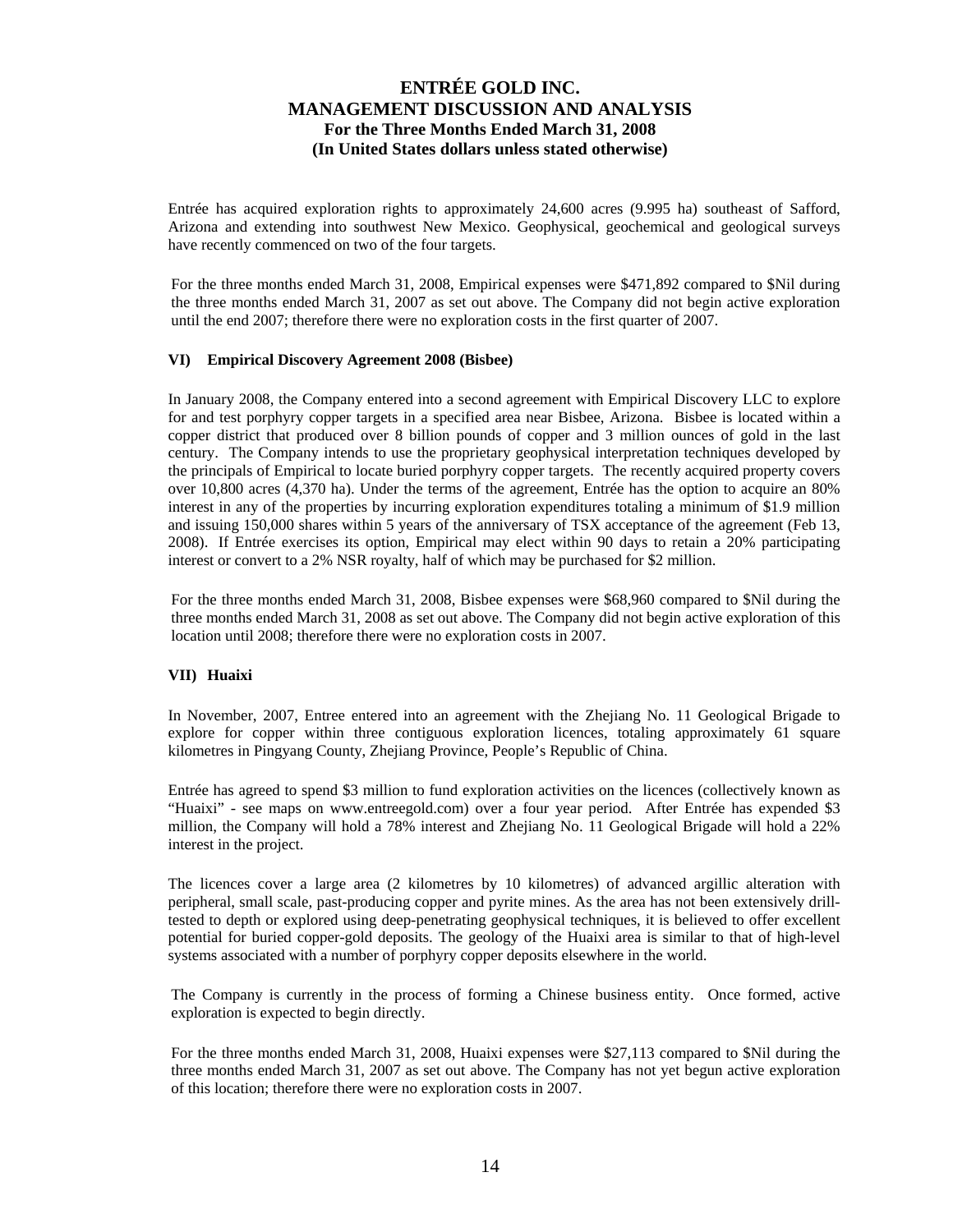Entrée has acquired exploration rights to approximately 24,600 acres (9.995 ha) southeast of Safford, Arizona and extending into southwest New Mexico. Geophysical, geochemical and geological surveys have recently commenced on two of the four targets.

For the three months ended March 31, 2008, Empirical expenses were $471,892 compared to $Nil during the three months ended March 31, 2007 as set out above. The Company did not begin active exploration until the end 2007; therefore there were no exploration costs in the first quarter of 2007.

#### VI) Empirical Discovery Agreement 2008 (Bisbee)

In January 2008, the Company entered into a second agreement with Empirical Discovery LLC to explore for and test porphyry copper targets in a specified area near Bisbee, Arizona. Bisbee is located within a copper district that produced over 8 billion pounds of copper and 3 million ounces of gold in the last century. The Company intends to use the proprietary geophysical interpretation techniques developed by the principals of Empirical to locate buried porphyry copper targets. The recently acquired property covers over 10,800 acres (4,370 ha). Under the terms of the agreement, Entrée has the option to acquire an 80% interest in any of the properties by incurring exploration expenditures totaling a minimum of $1.9 million and issuing 150,000 shares within 5 years of the anniversary of TSX acceptance of the agreement (Feb 13, 2008). If Entrée exercises its option, Empirical may elect within 90 days to retain a 20% participating interest or convert to a 2% NSR royalty, half of which may be purchased for $2 million.

For the three months ended March 31, 2008, Bisbee expenses were $68,960 compared to $Nil during the three months ended March 31, 2008 as set out above. The Company did not begin active exploration of this location until 2008; therefore there were no exploration costs in 2007.

#### VII) Huaixi

In November, 2007, Entree entered into an agreement with the Zhejiang No. 11 Geological Brigade to explore for copper within three contiguous exploration licences, totaling approximately 61 square kilometres in Pingyang County, Zhejiang Province, People's Republic of China.

Entrée has agreed to spend $3 million to fund exploration activities on the licences (collectively known as "Huaixi" - see maps on www.entreegold.com) over a four year period. After Entrée has expended $3 million, the Company will hold a 78% interest and Zhejiang No. 11 Geological Brigade will hold a 22% interest in the project.

The licences cover a large area (2 kilometres by 10 kilometres) of advanced argillic alteration with peripheral, small scale, past-producing copper and pyrite mines. As the area has not been extensively drill-tested to depth or explored using deep-penetrating geophysical techniques, it is believed to offer excellent potential for buried copper-gold deposits. The geology of the Huaixi area is similar to that of high-level systems associated with a number of porphyry copper deposits elsewhere in the world.

The Company is currently in the process of forming a Chinese business entity. Once formed, active exploration is expected to begin directly.

For the three months ended March 31, 2008, Huaixi expenses were $27,113 compared to $Nil during the three months ended March 31, 2007 as set out above. The Company has not yet begun active exploration of this location; therefore there were no exploration costs in 2007.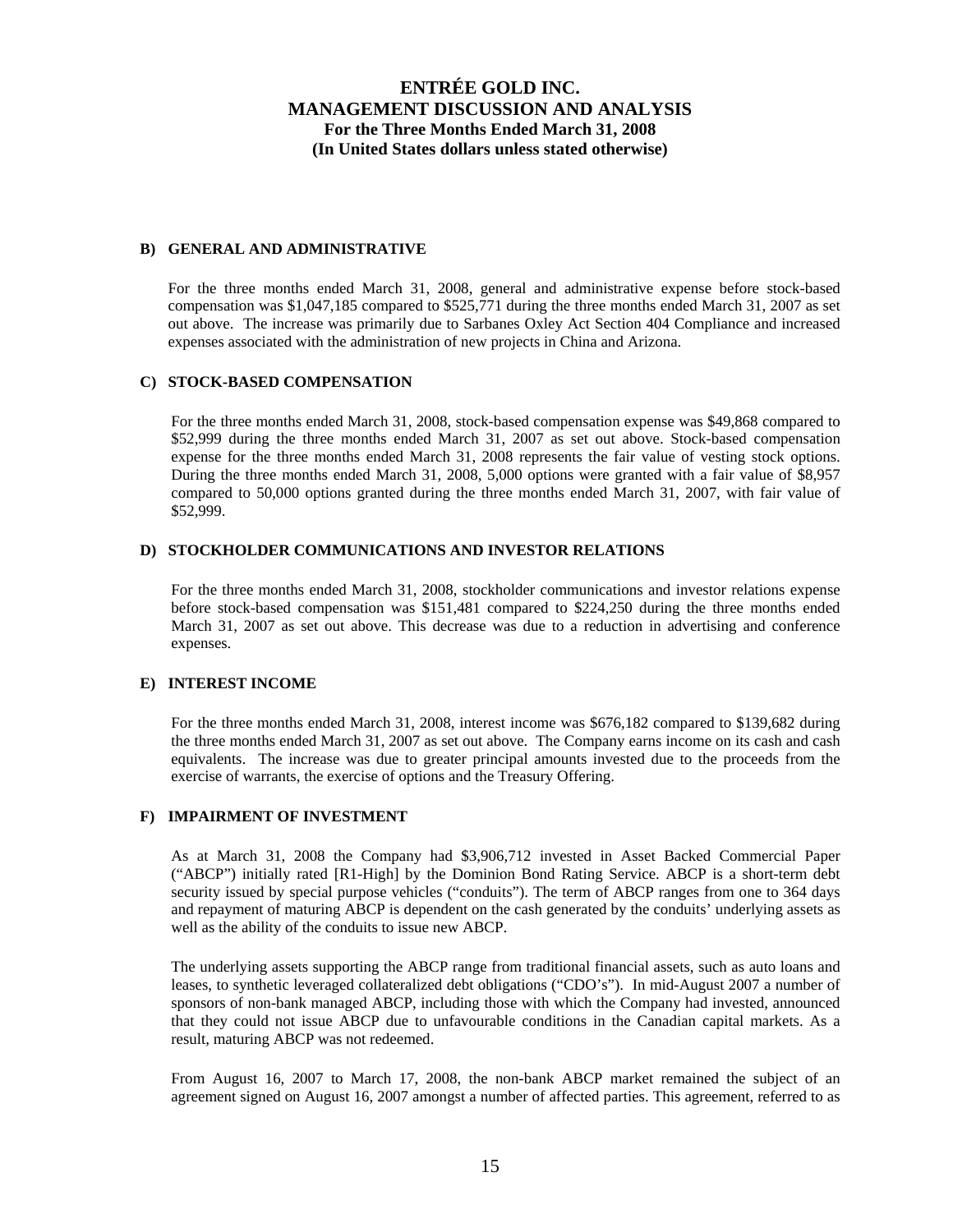### B) GENERAL AND ADMINISTRATIVE

For the three months ended March 31, 2008, general and administrative expense before stock-based compensation was $1,047,185 compared to $525,771 during the three months ended March 31, 2007 as set out above. The increase was primarily due to Sarbanes Oxley Act Section 404 Compliance and increased expenses associated with the administration of new projects in China and Arizona.

### C) STOCK-BASED COMPENSATION

For the three months ended March 31, 2008, stock-based compensation expense was $49,868 compared to $52,999 during the three months ended March 31, 2007 as set out above. Stock-based compensation expense for the three months ended March 31, 2008 represents the fair value of vesting stock options. During the three months ended March 31, 2008, 5,000 options were granted with a fair value of $8,957 compared to 50,000 options granted during the three months ended March 31, 2007, with fair value of $52,999.

### D) STOCKHOLDER COMMUNICATIONS AND INVESTOR RELATIONS

For the three months ended March 31, 2008, stockholder communications and investor relations expense before stock-based compensation was $151,481 compared to $224,250 during the three months ended March 31, 2007 as set out above. This decrease was due to a reduction in advertising and conference expenses.

### E) INTEREST INCOME

For the three months ended March 31, 2008, interest income was $676,182 compared to $139,682 during the three months ended March 31, 2007 as set out above. The Company earns income on its cash and cash equivalents. The increase was due to greater principal amounts invested due to the proceeds from the exercise of warrants, the exercise of options and the Treasury Offering.

### F) IMPAIRMENT OF INVESTMENT

As at March 31, 2008 the Company had $3,906,712 invested in Asset Backed Commercial Paper ("ABCP") initially rated [R1-High] by the Dominion Bond Rating Service. ABCP is a short-term debt security issued by special purpose vehicles ("conduits"). The term of ABCP ranges from one to 364 days and repayment of maturing ABCP is dependent on the cash generated by the conduits' underlying assets as well as the ability of the conduits to issue new ABCP.

The underlying assets supporting the ABCP range from traditional financial assets, such as auto loans and leases, to synthetic leveraged collateralized debt obligations ("CDO's"). In mid-August 2007 a number of sponsors of non-bank managed ABCP, including those with which the Company had invested, announced that they could not issue ABCP due to unfavourable conditions in the Canadian capital markets. As a result, maturing ABCP was not redeemed.

From August 16, 2007 to March 17, 2008, the non-bank ABCP market remained the subject of an agreement signed on August 16, 2007 amongst a number of affected parties. This agreement, referred to as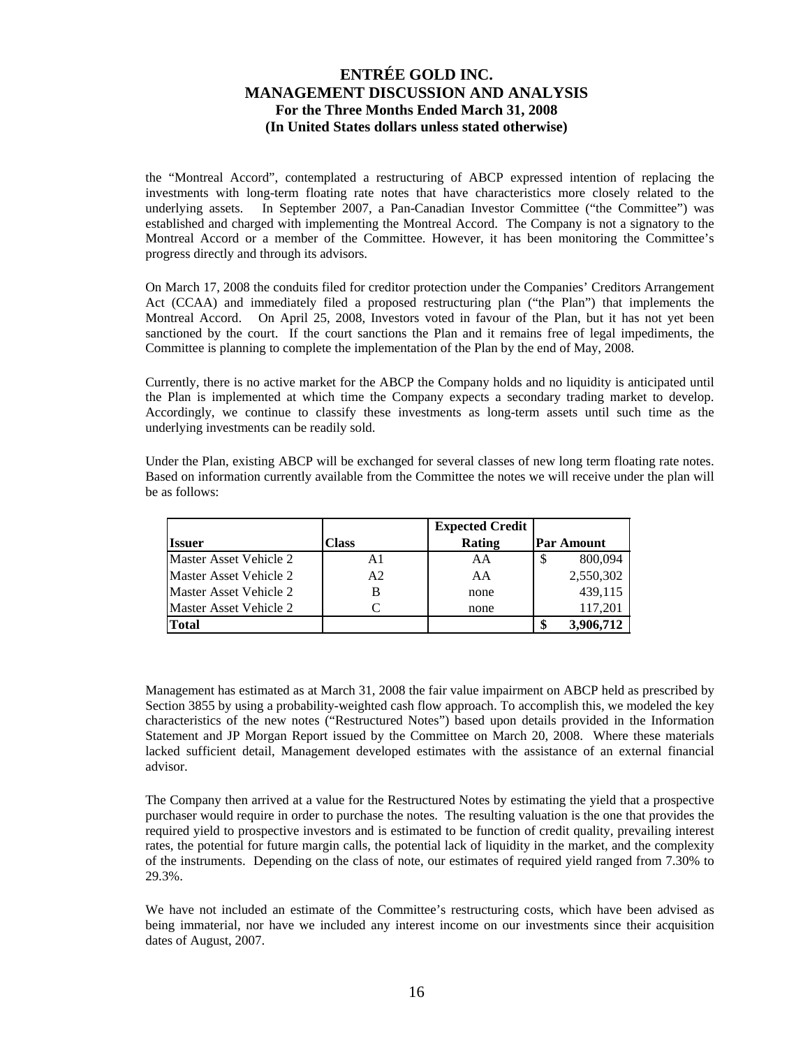the "Montreal Accord", contemplated a restructuring of ABCP expressed intention of replacing the investments with long-term floating rate notes that have characteristics more closely related to the underlying assets. In September 2007, a Pan-Canadian Investor Committee ("the Committee") was established and charged with implementing the Montreal Accord. The Company is not a signatory to the Montreal Accord or a member of the Committee. However, it has been monitoring the Committee's progress directly and through its advisors.

On March 17, 2008 the conduits filed for creditor protection under the Companies' Creditors Arrangement Act (CCAA) and immediately filed a proposed restructuring plan ("the Plan") that implements the Montreal Accord. On April 25, 2008, Investors voted in favour of the Plan, but it has not yet been sanctioned by the court. If the court sanctions the Plan and it remains free of legal impediments, the Committee is planning to complete the implementation of the Plan by the end of May, 2008.

Currently, there is no active market for the ABCP the Company holds and no liquidity is anticipated until the Plan is implemented at which time the Company expects a secondary trading market to develop. Accordingly, we continue to classify these investments as long-term assets until such time as the underlying investments can be readily sold.

Under the Plan, existing ABCP will be exchanged for several classes of new long term floating rate notes. Based on information currently available from the Committee the notes we will receive under the plan will be as follows:

| Issuer | Class | Expected Credit Rating | Par Amount |
|---|---|---|---|
| Master Asset Vehicle 2 | A1 | AA | $ 800,094 |
| Master Asset Vehicle 2 | A2 | AA | 2,550,302 |
| Master Asset Vehicle 2 | B | none | 439,115 |
| Master Asset Vehicle 2 | C | none | 117,201 |
| **Total** | | | **$ 3,906,712** |

Management has estimated as at March 31, 2008 the fair value impairment on ABCP held as prescribed by Section 3855 by using a probability-weighted cash flow approach. To accomplish this, we modeled the key characteristics of the new notes ("Restructured Notes") based upon details provided in the Information Statement and JP Morgan Report issued by the Committee on March 20, 2008. Where these materials lacked sufficient detail, Management developed estimates with the assistance of an external financial advisor.

The Company then arrived at a value for the Restructured Notes by estimating the yield that a prospective purchaser would require in order to purchase the notes. The resulting valuation is the one that provides the required yield to prospective investors and is estimated to be function of credit quality, prevailing interest rates, the potential for future margin calls, the potential lack of liquidity in the market, and the complexity of the instruments. Depending on the class of note, our estimates of required yield ranged from 7.30% to 29.3%.

We have not included an estimate of the Committee's restructuring costs, which have been advised as being immaterial, nor have we included any interest income on our investments since their acquisition dates of August, 2007.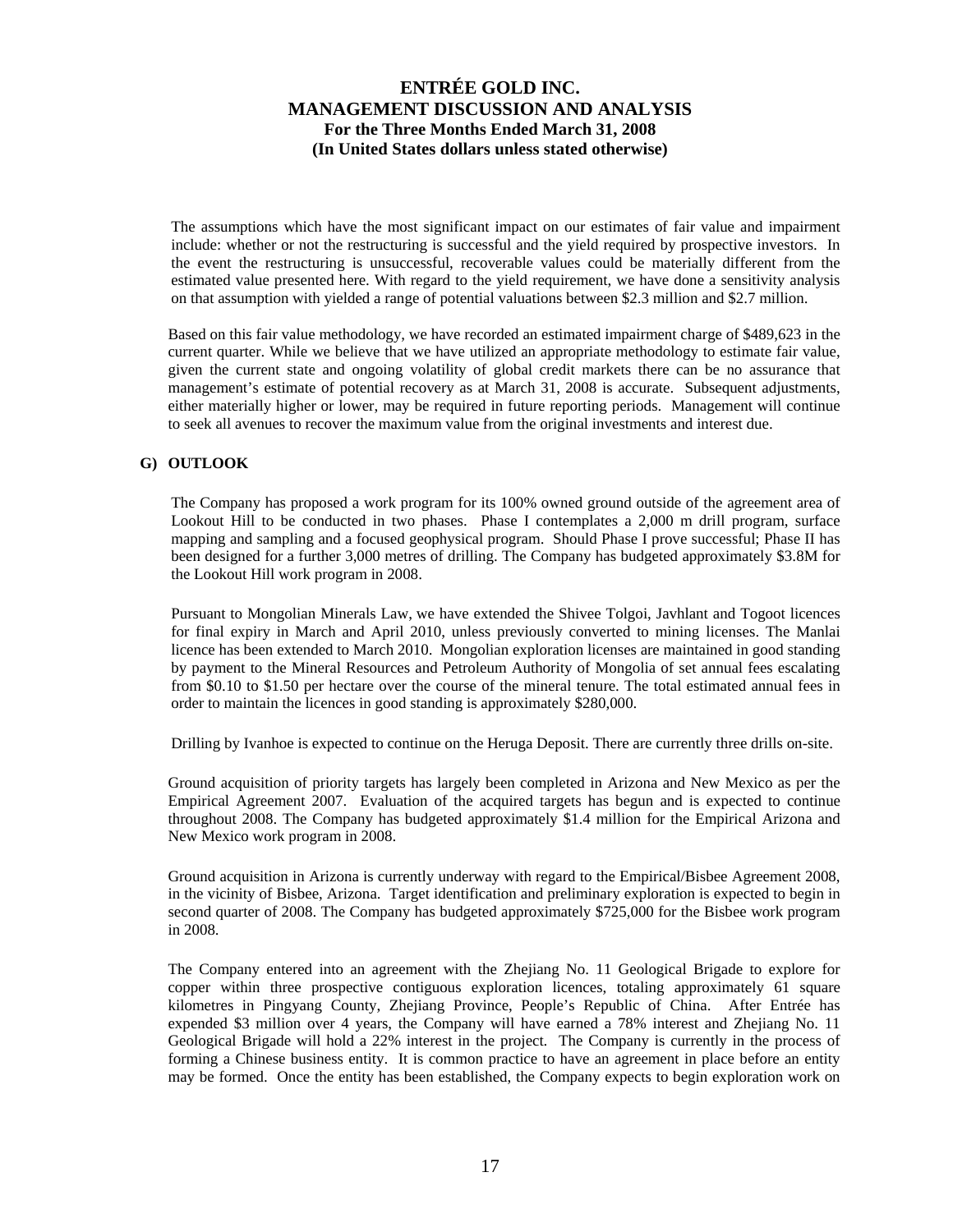The assumptions which have the most significant impact on our estimates of fair value and impairment include: whether or not the restructuring is successful and the yield required by prospective investors. In the event the restructuring is unsuccessful, recoverable values could be materially different from the estimated value presented here. With regard to the yield requirement, we have done a sensitivity analysis on that assumption with yielded a range of potential valuations between $2.3 million and $2.7 million.

Based on this fair value methodology, we have recorded an estimated impairment charge of $489,623 in the current quarter. While we believe that we have utilized an appropriate methodology to estimate fair value, given the current state and ongoing volatility of global credit markets there can be no assurance that management's estimate of potential recovery as at March 31, 2008 is accurate. Subsequent adjustments, either materially higher or lower, may be required in future reporting periods. Management will continue to seek all avenues to recover the maximum value from the original investments and interest due.

## G) OUTLOOK

The Company has proposed a work program for its 100% owned ground outside of the agreement area of Lookout Hill to be conducted in two phases. Phase I contemplates a 2,000 m drill program, surface mapping and sampling and a focused geophysical program. Should Phase I prove successful; Phase II has been designed for a further 3,000 metres of drilling. The Company has budgeted approximately $3.8M for the Lookout Hill work program in 2008.

Pursuant to Mongolian Minerals Law, we have extended the Shivee Tolgoi, Javhlant and Togoot licences for final expiry in March and April 2010, unless previously converted to mining licenses. The Manlai licence has been extended to March 2010. Mongolian exploration licenses are maintained in good standing by payment to the Mineral Resources and Petroleum Authority of Mongolia of set annual fees escalating from $0.10 to $1.50 per hectare over the course of the mineral tenure. The total estimated annual fees in order to maintain the licences in good standing is approximately $280,000.

Drilling by Ivanhoe is expected to continue on the Heruga Deposit. There are currently three drills on-site.

Ground acquisition of priority targets has largely been completed in Arizona and New Mexico as per the Empirical Agreement 2007. Evaluation of the acquired targets has begun and is expected to continue throughout 2008. The Company has budgeted approximately $1.4 million for the Empirical Arizona and New Mexico work program in 2008.

Ground acquisition in Arizona is currently underway with regard to the Empirical/Bisbee Agreement 2008, in the vicinity of Bisbee, Arizona. Target identification and preliminary exploration is expected to begin in second quarter of 2008. The Company has budgeted approximately $725,000 for the Bisbee work program in 2008.

The Company entered into an agreement with the Zhejiang No. 11 Geological Brigade to explore for copper within three prospective contiguous exploration licences, totaling approximately 61 square kilometres in Pingyang County, Zhejiang Province, People's Republic of China. After Entrée has expended $3 million over 4 years, the Company will have earned a 78% interest and Zhejiang No. 11 Geological Brigade will hold a 22% interest in the project. The Company is currently in the process of forming a Chinese business entity. It is common practice to have an agreement in place before an entity may be formed. Once the entity has been established, the Company expects to begin exploration work on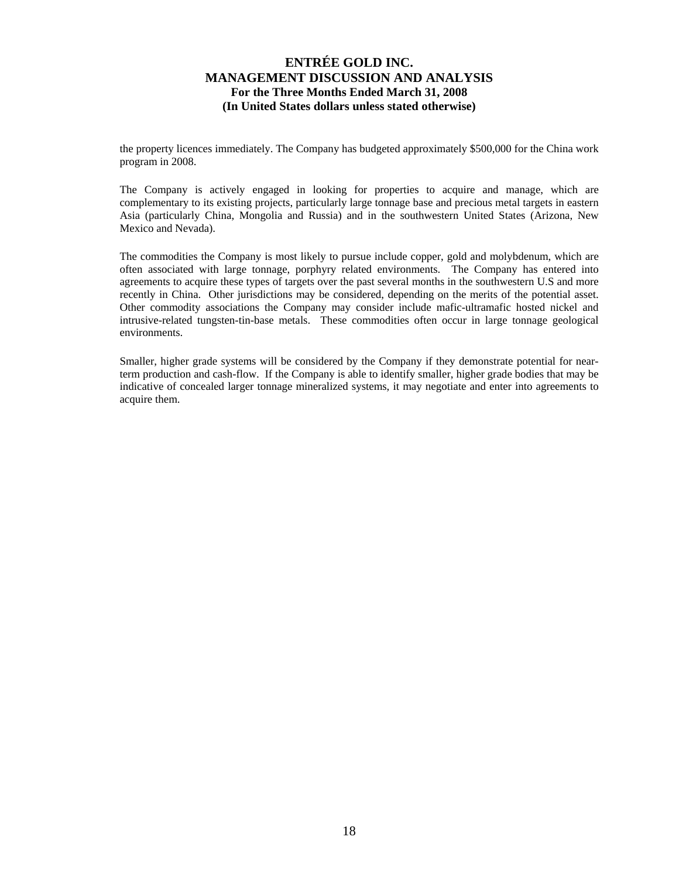the property licences immediately. The Company has budgeted approximately $500,000 for the China work program in 2008.

The Company is actively engaged in looking for properties to acquire and manage, which are complementary to its existing projects, particularly large tonnage base and precious metal targets in eastern Asia (particularly China, Mongolia and Russia) and in the southwestern United States (Arizona, New Mexico and Nevada).

The commodities the Company is most likely to pursue include copper, gold and molybdenum, which are often associated with large tonnage, porphyry related environments. The Company has entered into agreements to acquire these types of targets over the past several months in the southwestern U.S and more recently in China. Other jurisdictions may be considered, depending on the merits of the potential asset. Other commodity associations the Company may consider include mafic-ultramafic hosted nickel and intrusive-related tungsten-tin-base metals. These commodities often occur in large tonnage geological environments.

Smaller, higher grade systems will be considered by the Company if they demonstrate potential for near-term production and cash-flow. If the Company is able to identify smaller, higher grade bodies that may be indicative of concealed larger tonnage mineralized systems, it may negotiate and enter into agreements to acquire them.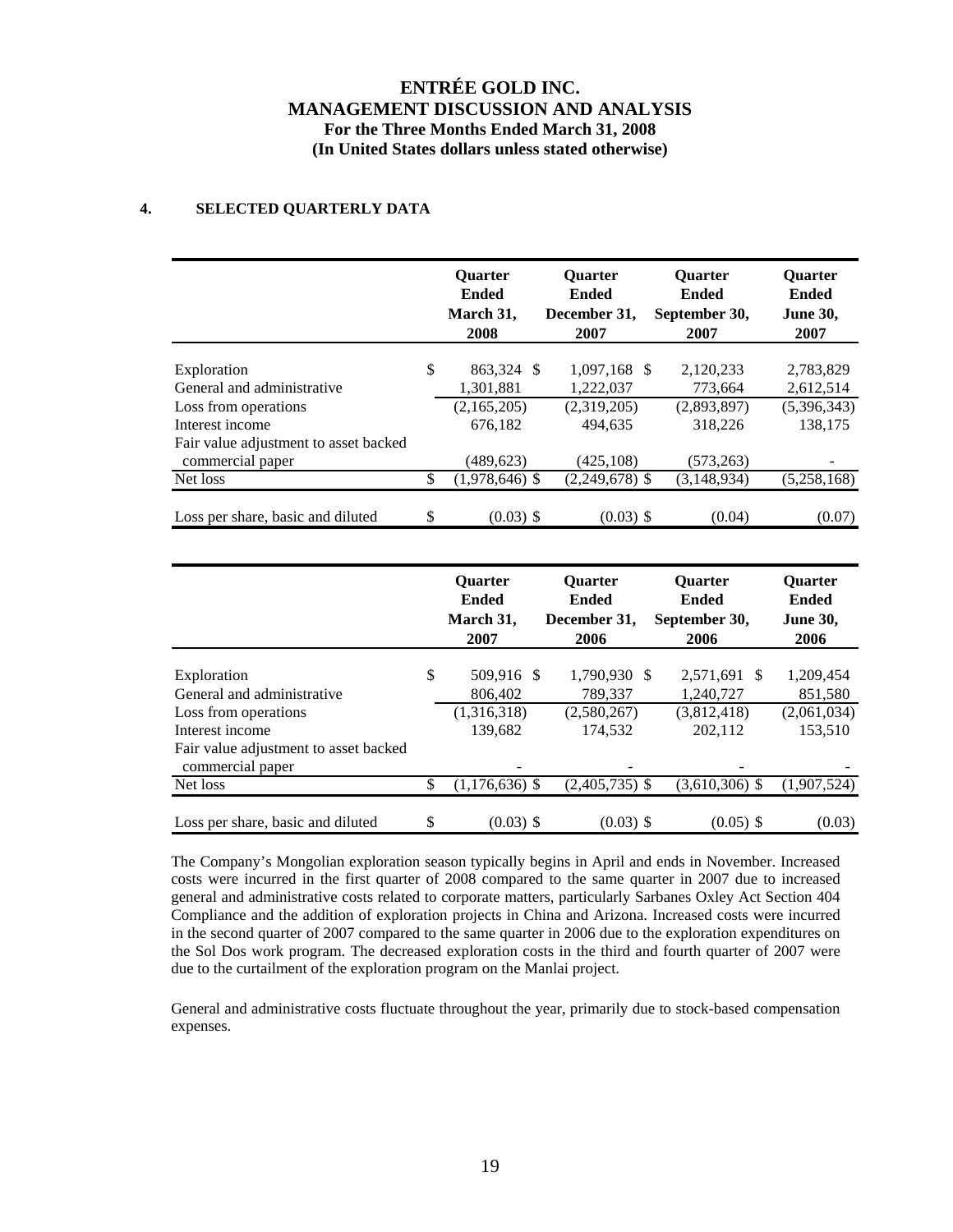## 4. SELECTED QUARTERLY DATA

| | Quarter Ended March 31, 2008 | Quarter Ended December 31, 2007 | Quarter Ended September 30, 2007 | Quarter Ended June 30, 2007 |
|---|---|---|---|---|
| Exploration | $ 863,324 | $ 1,097,168 | $ 2,120,233 | 2,783,829 |
| General and administrative | 1,301,881 | 1,222,037 | 773,664 | 2,612,514 |
| Loss from operations | (2,165,205) | (2,319,205) | (2,893,897) | (5,396,343) |
| Interest income | 676,182 | 494,635 | 318,226 | 138,175 |
| Fair value adjustment to asset backed commercial paper | (489,623) | (425,108) | (573,263) | - |
| Net loss | $ (1,978,646) | $ (2,249,678) | $ (3,148,934) | (5,258,168) |
| Loss per share, basic and diluted | $ (0.03) | $ (0.03) | $ (0.04) | (0.07) |

| | Quarter Ended March 31, 2007 | Quarter Ended December 31, 2006 | Quarter Ended September 30, 2006 | Quarter Ended June 30, 2006 |
|---|---|---|---|---|
| Exploration | $ 509,916 | $ 1,790,930 | $ 2,571,691 | $ 1,209,454 |
| General and administrative | 806,402 | 789,337 | 1,240,727 | 851,580 |
| Loss from operations | (1,316,318) | (2,580,267) | (3,812,418) | (2,061,034) |
| Interest income | 139,682 | 174,532 | 202,112 | 153,510 |
| Fair value adjustment to asset backed commercial paper | - | - | - | - |
| Net loss | $ (1,176,636) | $ (2,405,735) | $ (3,610,306) | $ (1,907,524) |
| Loss per share, basic and diluted | $ (0.03) | $ (0.03) | $ (0.05) | $ (0.03) |

The Company's Mongolian exploration season typically begins in April and ends in November. Increased costs were incurred in the first quarter of 2008 compared to the same quarter in 2007 due to increased general and administrative costs related to corporate matters, particularly Sarbanes Oxley Act Section 404 Compliance and the addition of exploration projects in China and Arizona. Increased costs were incurred in the second quarter of 2007 compared to the same quarter in 2006 due to the exploration expenditures on the Sol Dos work program. The decreased exploration costs in the third and fourth quarter of 2007 were due to the curtailment of the exploration program on the Manlai project.

General and administrative costs fluctuate throughout the year, primarily due to stock-based compensation expenses.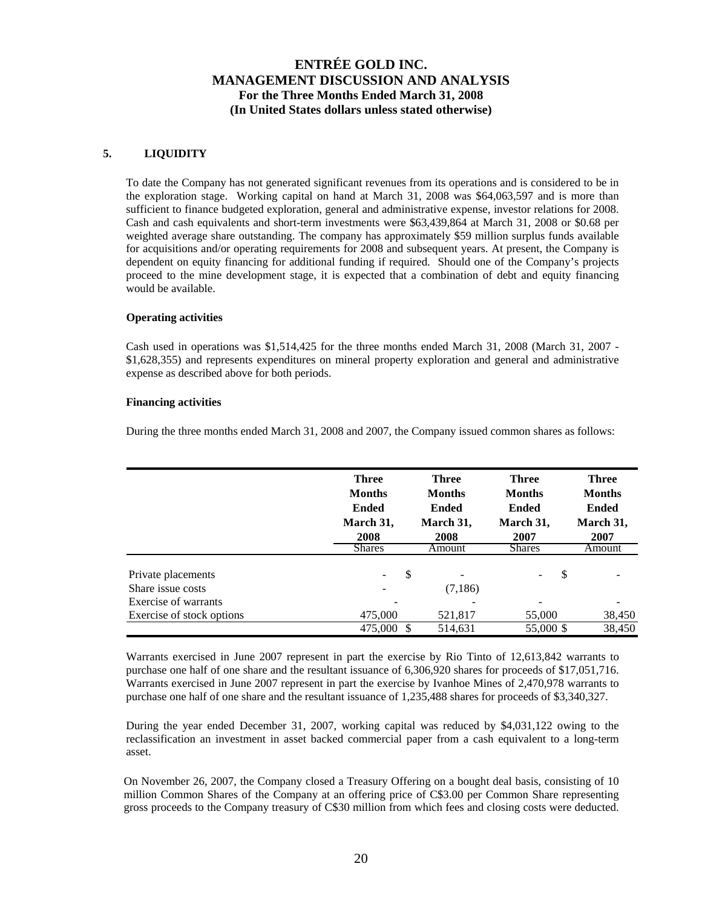## 5. LIQUIDITY

To date the Company has not generated significant revenues from its operations and is considered to be in the exploration stage. Working capital on hand at March 31, 2008 was $64,063,597 and is more than sufficient to finance budgeted exploration, general and administrative expense, investor relations for 2008. Cash and cash equivalents and short-term investments were $63,439,864 at March 31, 2008 or $0.68 per weighted average share outstanding. The company has approximately $59 million surplus funds available for acquisitions and/or operating requirements for 2008 and subsequent years. At present, the Company is dependent on equity financing for additional funding if required. Should one of the Company's projects proceed to the mine development stage, it is expected that a combination of debt and equity financing would be available.

**Operating activities**

Cash used in operations was $1,514,425 for the three months ended March 31, 2008 (March 31, 2007 - $1,628,355) and represents expenditures on mineral property exploration and general and administrative expense as described above for both periods.

**Financing activities**

During the three months ended March 31, 2008 and 2007, the Company issued common shares as follows:

| | Three Months Ended March 31, 2008 Shares | Three Months Ended March 31, 2008 Amount | Three Months Ended March 31, 2007 Shares | Three Months Ended March 31, 2007 Amount |
|---|---|---|---|---|
| Private placements | - | $ - | - | $ - |
| Share issue costs | - | (7,186) | | |
| Exercise of warrants | - | - | - | - |
| Exercise of stock options | 475,000 | 521,817 | 55,000 | 38,450 |
| | 475,000 | $ 514,631 | 55,000 | $ 38,450 |

Warrants exercised in June 2007 represent in part the exercise by Rio Tinto of 12,613,842 warrants to purchase one half of one share and the resultant issuance of 6,306,920 shares for proceeds of $17,051,716. Warrants exercised in June 2007 represent in part the exercise by Ivanhoe Mines of 2,470,978 warrants to purchase one half of one share and the resultant issuance of 1,235,488 shares for proceeds of $3,340,327.

During the year ended December 31, 2007, working capital was reduced by $4,031,122 owing to the reclassification an investment in asset backed commercial paper from a cash equivalent to a long-term asset.

On November 26, 2007, the Company closed a Treasury Offering on a bought deal basis, consisting of 10 million Common Shares of the Company at an offering price of C$3.00 per Common Share representing gross proceeds to the Company treasury of C$30 million from which fees and closing costs were deducted.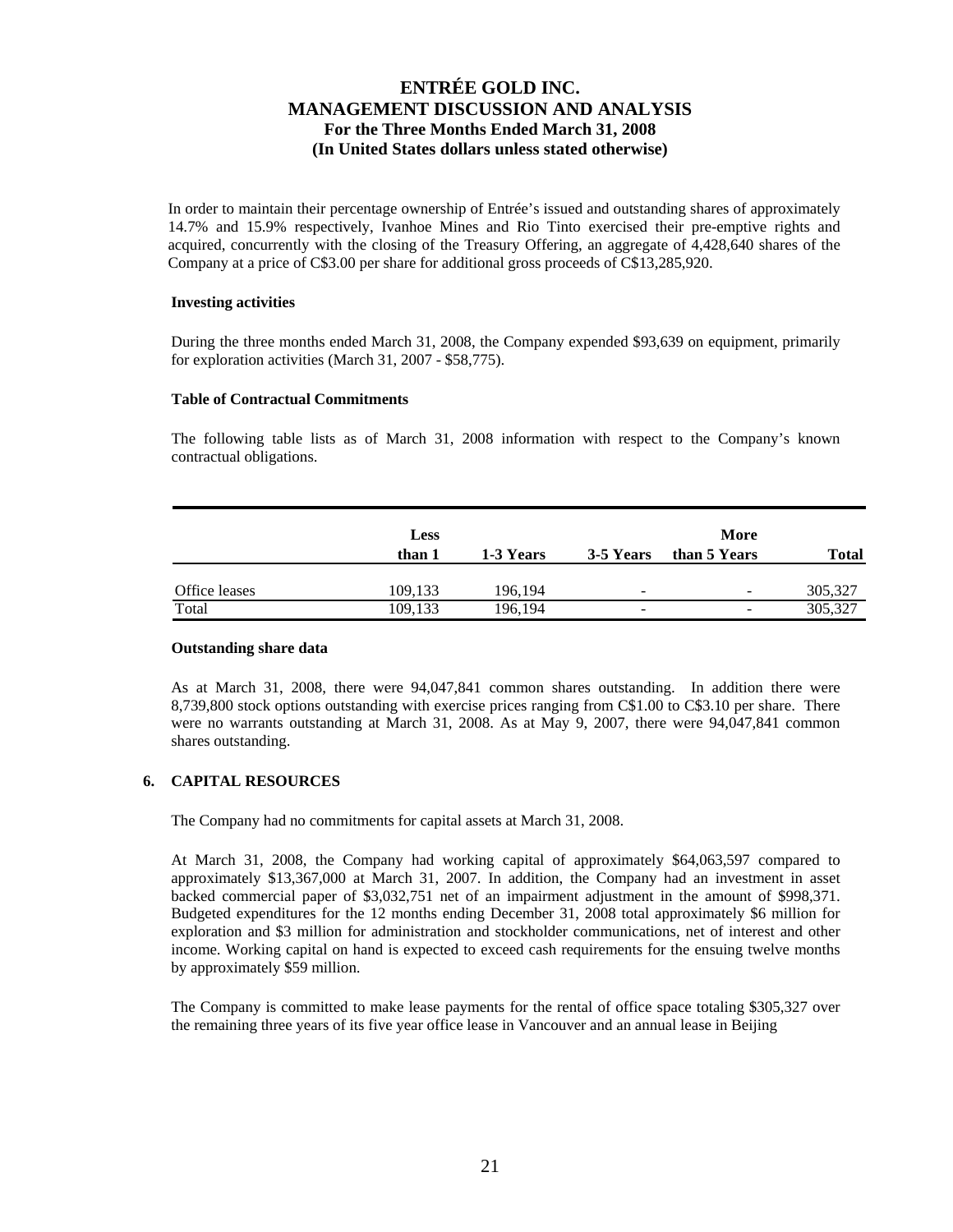# ENTRÉE GOLD INC.
# MANAGEMENT DISCUSSION AND ANALYSIS
## For the Three Months Ended March 31, 2008
## (In United States dollars unless stated otherwise)

In order to maintain their percentage ownership of Entrée's issued and outstanding shares of approximately 14.7% and 15.9% respectively, Ivanhoe Mines and Rio Tinto exercised their pre-emptive rights and acquired, concurrently with the closing of the Treasury Offering, an aggregate of 4,428,640 shares of the Company at a price of C$3.00 per share for additional gross proceeds of C$13,285,920.

**Investing activities**

During the three months ended March 31, 2008, the Company expended $93,639 on equipment, primarily for exploration activities (March 31, 2007 - $58,775).

**Table of Contractual Commitments**

The following table lists as of March 31, 2008 information with respect to the Company's known contractual obligations.

| | Less than 1 | 1-3 Years | 3-5 Years | More than 5 Years | Total |
|---|---|---|---|---|---|
| Office leases | 109,133 | 196,194 | - | - | 305,327 |
| Total | 109,133 | 196,194 | - | - | 305,327 |

**Outstanding share data**

As at March 31, 2008, there were 94,047,841 common shares outstanding. In addition there were 8,739,800 stock options outstanding with exercise prices ranging from C$1.00 to C$3.10 per share. There were no warrants outstanding at March 31, 2008. As at May 9, 2007, there were 94,047,841 common shares outstanding.

## 6. CAPITAL RESOURCES

The Company had no commitments for capital assets at March 31, 2008.

At March 31, 2008, the Company had working capital of approximately $64,063,597 compared to approximately $13,367,000 at March 31, 2007. In addition, the Company had an investment in asset backed commercial paper of $3,032,751 net of an impairment adjustment in the amount of $998,371. Budgeted expenditures for the 12 months ending December 31, 2008 total approximately $6 million for exploration and $3 million for administration and stockholder communications, net of interest and other income. Working capital on hand is expected to exceed cash requirements for the ensuing twelve months by approximately $59 million.

The Company is committed to make lease payments for the rental of office space totaling $305,327 over the remaining three years of its five year office lease in Vancouver and an annual lease in Beijing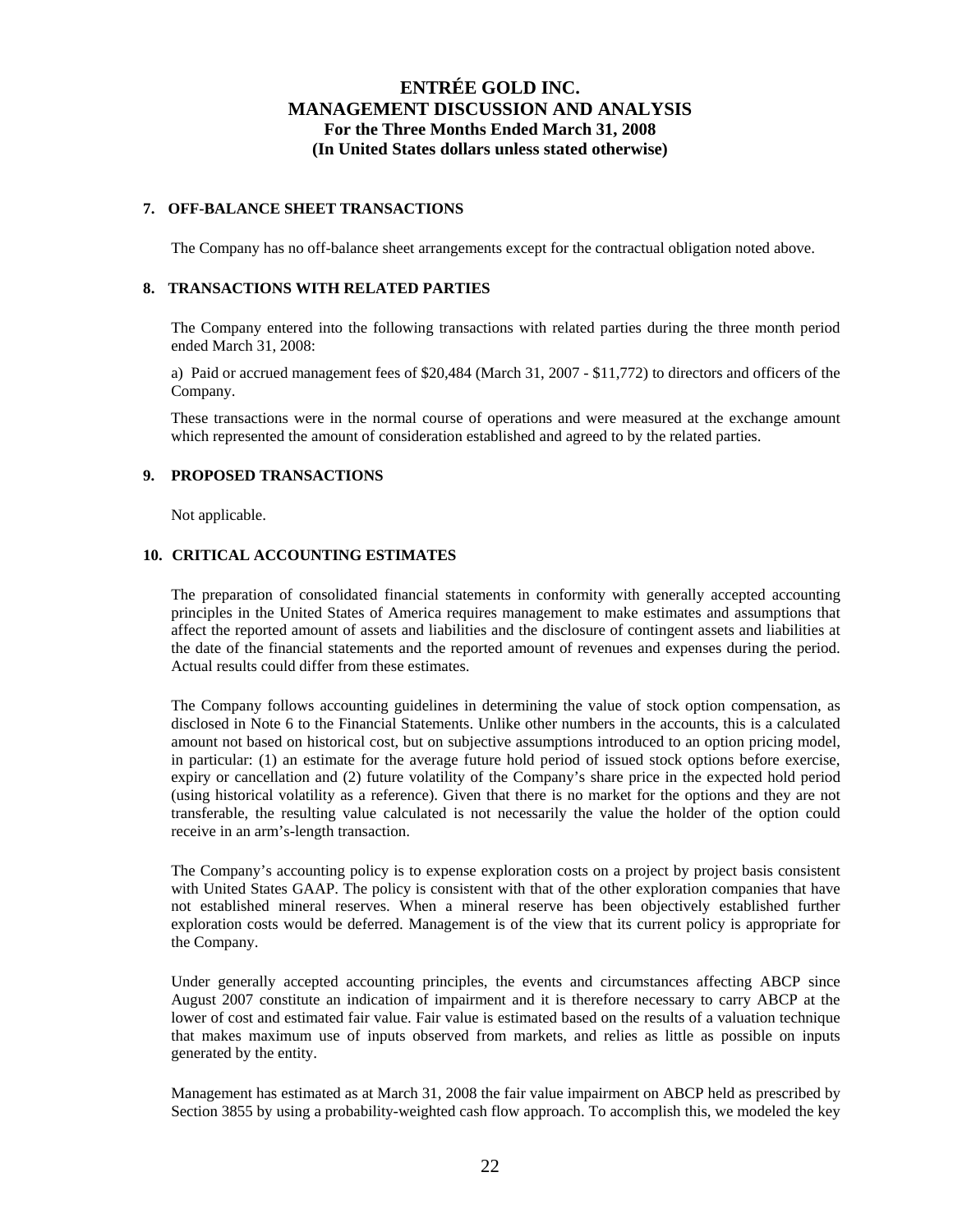## 7. OFF-BALANCE SHEET TRANSACTIONS

The Company has no off-balance sheet arrangements except for the contractual obligation noted above.

## 8. TRANSACTIONS WITH RELATED PARTIES

The Company entered into the following transactions with related parties during the three month period ended March 31, 2008:

a) Paid or accrued management fees of $20,484 (March 31, 2007 - $11,772) to directors and officers of the Company.

These transactions were in the normal course of operations and were measured at the exchange amount which represented the amount of consideration established and agreed to by the related parties.

## 9. PROPOSED TRANSACTIONS

Not applicable.

## 10. CRITICAL ACCOUNTING ESTIMATES

The preparation of consolidated financial statements in conformity with generally accepted accounting principles in the United States of America requires management to make estimates and assumptions that affect the reported amount of assets and liabilities and the disclosure of contingent assets and liabilities at the date of the financial statements and the reported amount of revenues and expenses during the period. Actual results could differ from these estimates.

The Company follows accounting guidelines in determining the value of stock option compensation, as disclosed in Note 6 to the Financial Statements. Unlike other numbers in the accounts, this is a calculated amount not based on historical cost, but on subjective assumptions introduced to an option pricing model, in particular: (1) an estimate for the average future hold period of issued stock options before exercise, expiry or cancellation and (2) future volatility of the Company's share price in the expected hold period (using historical volatility as a reference). Given that there is no market for the options and they are not transferable, the resulting value calculated is not necessarily the value the holder of the option could receive in an arm's-length transaction.

The Company's accounting policy is to expense exploration costs on a project by project basis consistent with United States GAAP. The policy is consistent with that of the other exploration companies that have not established mineral reserves. When a mineral reserve has been objectively established further exploration costs would be deferred. Management is of the view that its current policy is appropriate for the Company.

Under generally accepted accounting principles, the events and circumstances affecting ABCP since August 2007 constitute an indication of impairment and it is therefore necessary to carry ABCP at the lower of cost and estimated fair value. Fair value is estimated based on the results of a valuation technique that makes maximum use of inputs observed from markets, and relies as little as possible on inputs generated by the entity.

Management has estimated as at March 31, 2008 the fair value impairment on ABCP held as prescribed by Section 3855 by using a probability-weighted cash flow approach. To accomplish this, we modeled the key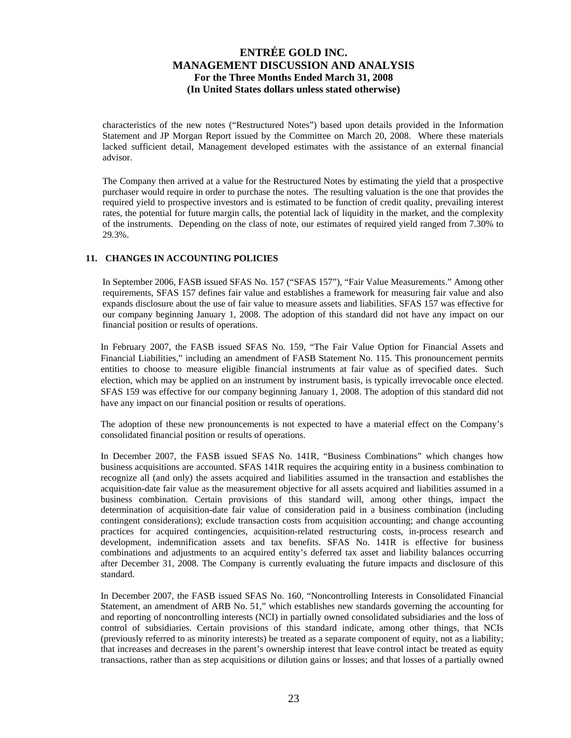characteristics of the new notes ("Restructured Notes") based upon details provided in the Information Statement and JP Morgan Report issued by the Committee on March 20, 2008. Where these materials lacked sufficient detail, Management developed estimates with the assistance of an external financial advisor.

The Company then arrived at a value for the Restructured Notes by estimating the yield that a prospective purchaser would require in order to purchase the notes. The resulting valuation is the one that provides the required yield to prospective investors and is estimated to be function of credit quality, prevailing interest rates, the potential for future margin calls, the potential lack of liquidity in the market, and the complexity of the instruments. Depending on the class of note, our estimates of required yield ranged from 7.30% to 29.3%.

## 11. CHANGES IN ACCOUNTING POLICIES

In September 2006, FASB issued SFAS No. 157 ("SFAS 157"), "Fair Value Measurements." Among other requirements, SFAS 157 defines fair value and establishes a framework for measuring fair value and also expands disclosure about the use of fair value to measure assets and liabilities. SFAS 157 was effective for our company beginning January 1, 2008. The adoption of this standard did not have any impact on our financial position or results of operations.

In February 2007, the FASB issued SFAS No. 159, "The Fair Value Option for Financial Assets and Financial Liabilities," including an amendment of FASB Statement No. 115. This pronouncement permits entities to choose to measure eligible financial instruments at fair value as of specified dates. Such election, which may be applied on an instrument by instrument basis, is typically irrevocable once elected. SFAS 159 was effective for our company beginning January 1, 2008. The adoption of this standard did not have any impact on our financial position or results of operations.

The adoption of these new pronouncements is not expected to have a material effect on the Company's consolidated financial position or results of operations.

In December 2007, the FASB issued SFAS No. 141R, "Business Combinations" which changes how business acquisitions are accounted. SFAS 141R requires the acquiring entity in a business combination to recognize all (and only) the assets acquired and liabilities assumed in the transaction and establishes the acquisition-date fair value as the measurement objective for all assets acquired and liabilities assumed in a business combination. Certain provisions of this standard will, among other things, impact the determination of acquisition-date fair value of consideration paid in a business combination (including contingent considerations); exclude transaction costs from acquisition accounting; and change accounting practices for acquired contingencies, acquisition-related restructuring costs, in-process research and development, indemnification assets and tax benefits. SFAS No. 141R is effective for business combinations and adjustments to an acquired entity's deferred tax asset and liability balances occurring after December 31, 2008. The Company is currently evaluating the future impacts and disclosure of this standard.

In December 2007, the FASB issued SFAS No. 160, "Noncontrolling Interests in Consolidated Financial Statement, an amendment of ARB No. 51," which establishes new standards governing the accounting for and reporting of noncontrolling interests (NCI) in partially owned consolidated subsidiaries and the loss of control of subsidiaries. Certain provisions of this standard indicate, among other things, that NCIs (previously referred to as minority interests) be treated as a separate component of equity, not as a liability; that increases and decreases in the parent's ownership interest that leave control intact be treated as equity transactions, rather than as step acquisitions or dilution gains or losses; and that losses of a partially owned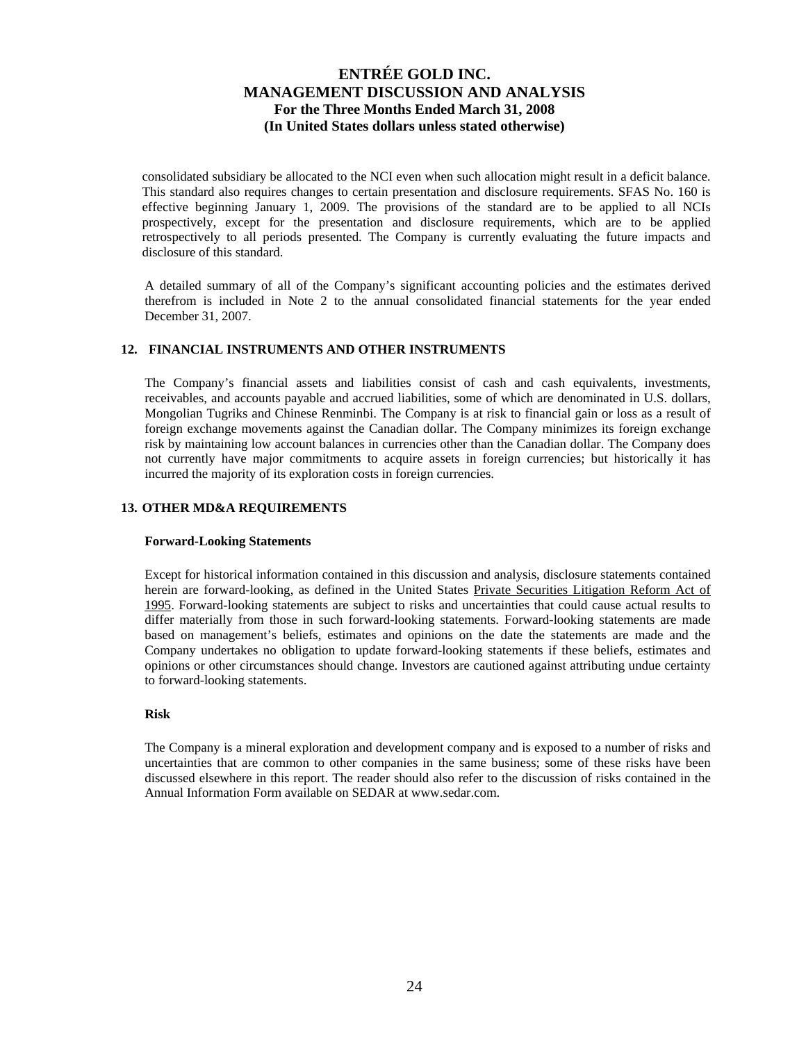consolidated subsidiary be allocated to the NCI even when such allocation might result in a deficit balance. This standard also requires changes to certain presentation and disclosure requirements. SFAS No. 160 is effective beginning January 1, 2009. The provisions of the standard are to be applied to all NCIs prospectively, except for the presentation and disclosure requirements, which are to be applied retrospectively to all periods presented. The Company is currently evaluating the future impacts and disclosure of this standard.

A detailed summary of all of the Company's significant accounting policies and the estimates derived therefrom is included in Note 2 to the annual consolidated financial statements for the year ended December 31, 2007.

## 12. FINANCIAL INSTRUMENTS AND OTHER INSTRUMENTS

The Company's financial assets and liabilities consist of cash and cash equivalents, investments, receivables, and accounts payable and accrued liabilities, some of which are denominated in U.S. dollars, Mongolian Tugriks and Chinese Renminbi. The Company is at risk to financial gain or loss as a result of foreign exchange movements against the Canadian dollar. The Company minimizes its foreign exchange risk by maintaining low account balances in currencies other than the Canadian dollar. The Company does not currently have major commitments to acquire assets in foreign currencies; but historically it has incurred the majority of its exploration costs in foreign currencies.

## 13. OTHER MD&A REQUIREMENTS

### Forward-Looking Statements

Except for historical information contained in this discussion and analysis, disclosure statements contained herein are forward-looking, as defined in the United States Private Securities Litigation Reform Act of 1995. Forward-looking statements are subject to risks and uncertainties that could cause actual results to differ materially from those in such forward-looking statements. Forward-looking statements are made based on management's beliefs, estimates and opinions on the date the statements are made and the Company undertakes no obligation to update forward-looking statements if these beliefs, estimates and opinions or other circumstances should change. Investors are cautioned against attributing undue certainty to forward-looking statements.

### Risk

The Company is a mineral exploration and development company and is exposed to a number of risks and uncertainties that are common to other companies in the same business; some of these risks have been discussed elsewhere in this report. The reader should also refer to the discussion of risks contained in the Annual Information Form available on SEDAR at www.sedar.com.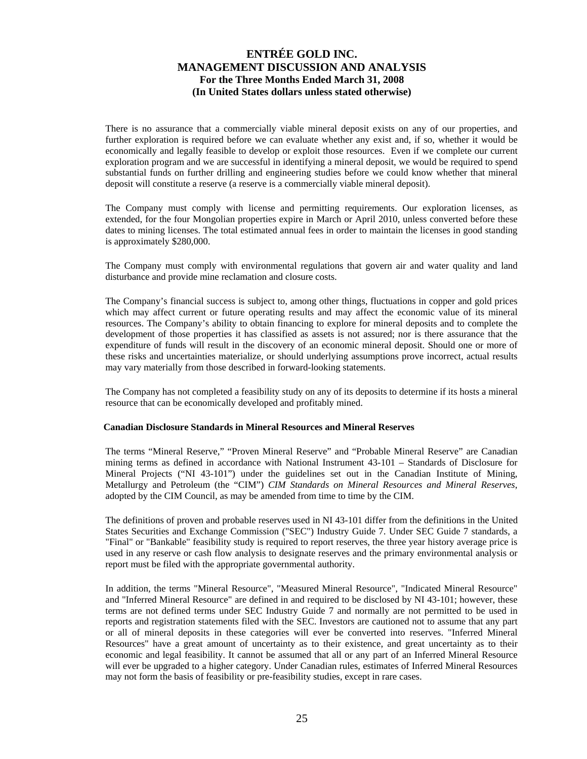There is no assurance that a commercially viable mineral deposit exists on any of our properties, and further exploration is required before we can evaluate whether any exist and, if so, whether it would be economically and legally feasible to develop or exploit those resources. Even if we complete our current exploration program and we are successful in identifying a mineral deposit, we would be required to spend substantial funds on further drilling and engineering studies before we could know whether that mineral deposit will constitute a reserve (a reserve is a commercially viable mineral deposit).

The Company must comply with license and permitting requirements. Our exploration licenses, as extended, for the four Mongolian properties expire in March or April 2010, unless converted before these dates to mining licenses. The total estimated annual fees in order to maintain the licenses in good standing is approximately $280,000.

The Company must comply with environmental regulations that govern air and water quality and land disturbance and provide mine reclamation and closure costs.

The Company's financial success is subject to, among other things, fluctuations in copper and gold prices which may affect current or future operating results and may affect the economic value of its mineral resources. The Company's ability to obtain financing to explore for mineral deposits and to complete the development of those properties it has classified as assets is not assured; nor is there assurance that the expenditure of funds will result in the discovery of an economic mineral deposit. Should one or more of these risks and uncertainties materialize, or should underlying assumptions prove incorrect, actual results may vary materially from those described in forward-looking statements.

The Company has not completed a feasibility study on any of its deposits to determine if its hosts a mineral resource that can be economically developed and profitably mined.

**Canadian Disclosure Standards in Mineral Resources and Mineral Reserves**

The terms "Mineral Reserve," "Proven Mineral Reserve" and "Probable Mineral Reserve" are Canadian mining terms as defined in accordance with National Instrument 43-101 – Standards of Disclosure for Mineral Projects ("NI 43-101") under the guidelines set out in the Canadian Institute of Mining, Metallurgy and Petroleum (the "CIM") *CIM Standards on Mineral Resources and Mineral Reserves*, adopted by the CIM Council, as may be amended from time to time by the CIM.

The definitions of proven and probable reserves used in NI 43-101 differ from the definitions in the United States Securities and Exchange Commission ("SEC") Industry Guide 7. Under SEC Guide 7 standards, a "Final" or "Bankable" feasibility study is required to report reserves, the three year history average price is used in any reserve or cash flow analysis to designate reserves and the primary environmental analysis or report must be filed with the appropriate governmental authority.

In addition, the terms "Mineral Resource", "Measured Mineral Resource", "Indicated Mineral Resource" and "Inferred Mineral Resource" are defined in and required to be disclosed by NI 43-101; however, these terms are not defined terms under SEC Industry Guide 7 and normally are not permitted to be used in reports and registration statements filed with the SEC. Investors are cautioned not to assume that any part or all of mineral deposits in these categories will ever be converted into reserves. "Inferred Mineral Resources" have a great amount of uncertainty as to their existence, and great uncertainty as to their economic and legal feasibility. It cannot be assumed that all or any part of an Inferred Mineral Resource will ever be upgraded to a higher category. Under Canadian rules, estimates of Inferred Mineral Resources may not form the basis of feasibility or pre-feasibility studies, except in rare cases.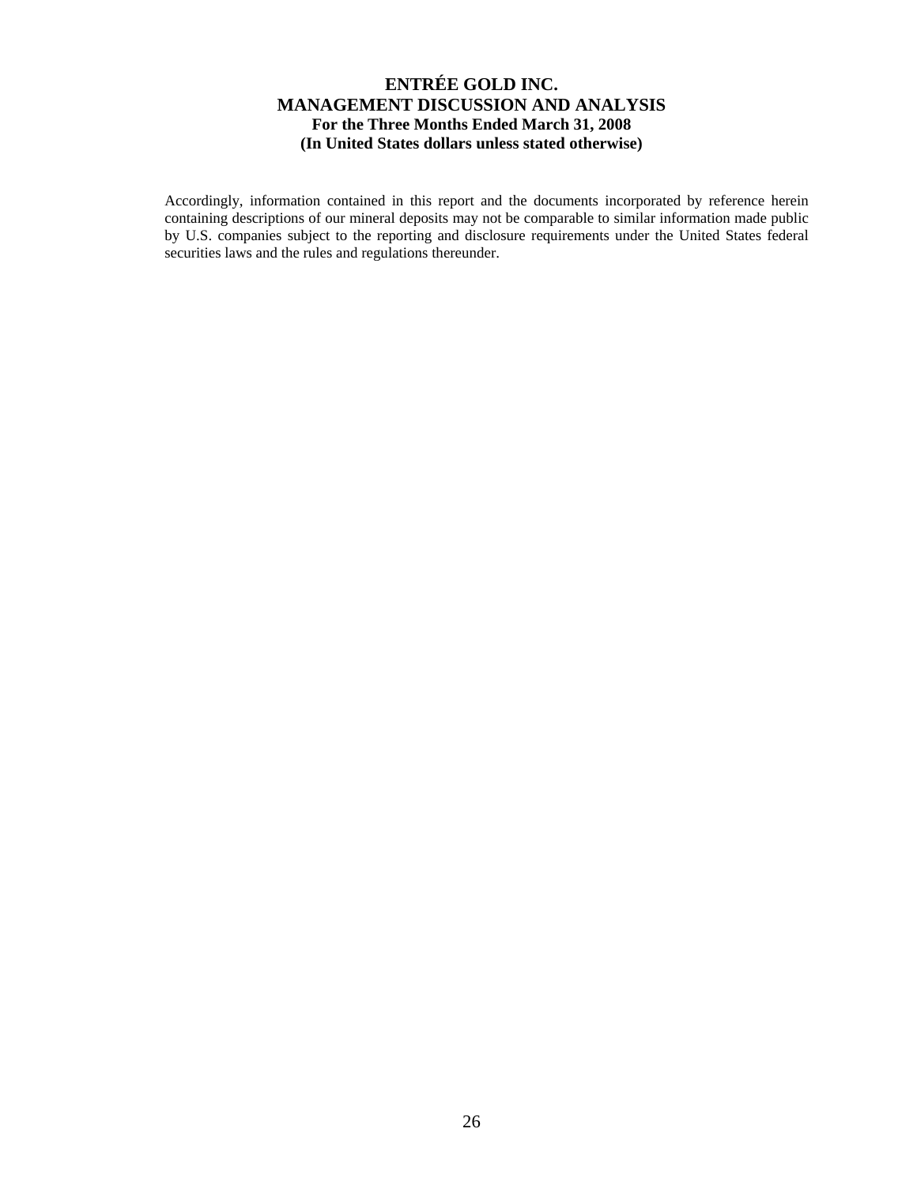Accordingly, information contained in this report and the documents incorporated by reference herein containing descriptions of our mineral deposits may not be comparable to similar information made public by U.S. companies subject to the reporting and disclosure requirements under the United States federal securities laws and the rules and regulations thereunder.